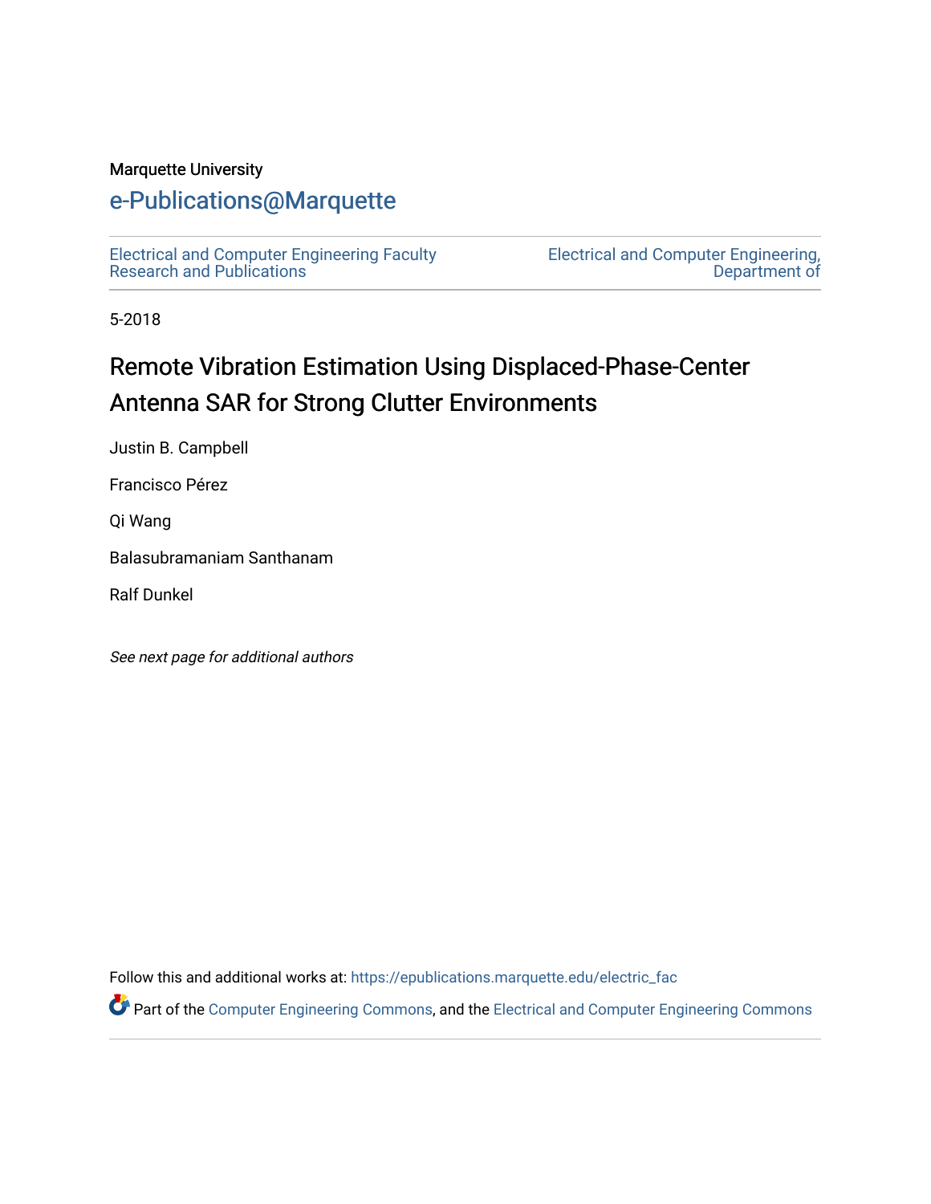Marquette University

# e-Publications@Marquette

Electrical and Computer Engineering Faculty Research and Publications

Electrical and Computer Engineering, Department of

5-2018

## Remote Vibration Estimation Using Displaced-Phase-Center Antenna SAR for Strong Clutter Environments

Justin B. Campbell

Francisco Pérez

Qi Wang

Balasubramaniam Santhanam

Ralf Dunkel

*See next page for additional authors*

Follow this and additional works at: https://epublications.marquette.edu/electric_fac

Part of the Computer Engineering Commons, and the Electrical and Computer Engineering Commons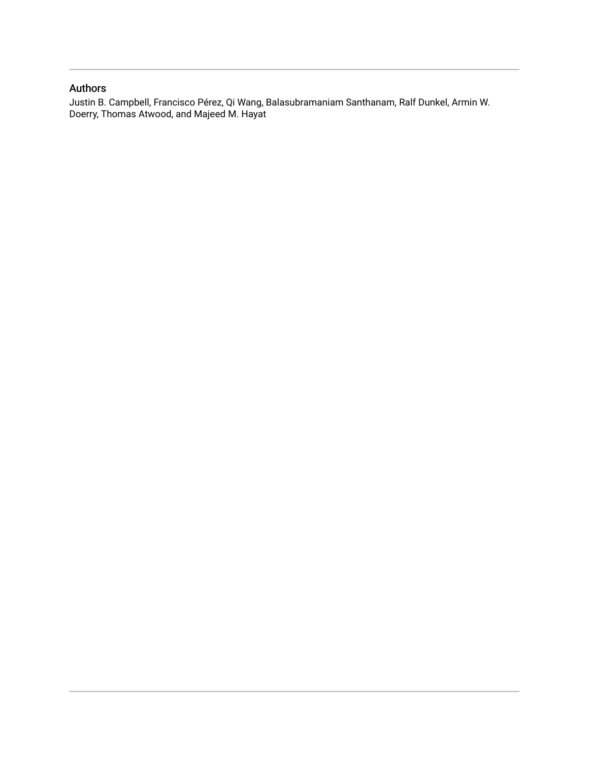## Authors

Justin B. Campbell, Francisco Pérez, Qi Wang, Balasubramaniam Santhanam, Ralf Dunkel, Armin W. Doerry, Thomas Atwood, and Majeed M. Hayat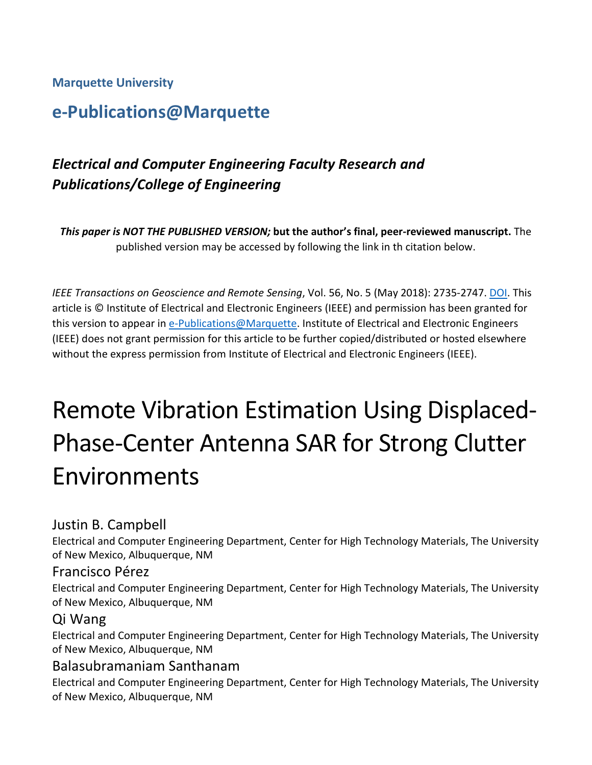**Marquette University**

## e-Publications@Marquette

### *Electrical and Computer Engineering Faculty Research and Publications/College of Engineering*

***This paper is NOT THE PUBLISHED VERSION;* but the author's final, peer-reviewed manuscript.** The published version may be accessed by following the link in th citation below.

*IEEE Transactions on Geoscience and Remote Sensing*, Vol. 56, No. 5 (May 2018): 2735-2747. DOI. This article is © Institute of Electrical and Electronic Engineers (IEEE) and permission has been granted for this version to appear in e-Publications@Marquette. Institute of Electrical and Electronic Engineers (IEEE) does not grant permission for this article to be further copied/distributed or hosted elsewhere without the express permission from Institute of Electrical and Electronic Engineers (IEEE).

# Remote Vibration Estimation Using Displaced-Phase-Center Antenna SAR for Strong Clutter Environments

Justin B. Campbell
Electrical and Computer Engineering Department, Center for High Technology Materials, The University of New Mexico, Albuquerque, NM

Francisco Pérez
Electrical and Computer Engineering Department, Center for High Technology Materials, The University of New Mexico, Albuquerque, NM

Qi Wang
Electrical and Computer Engineering Department, Center for High Technology Materials, The University of New Mexico, Albuquerque, NM

Balasubramaniam Santhanam
Electrical and Computer Engineering Department, Center for High Technology Materials, The University of New Mexico, Albuquerque, NM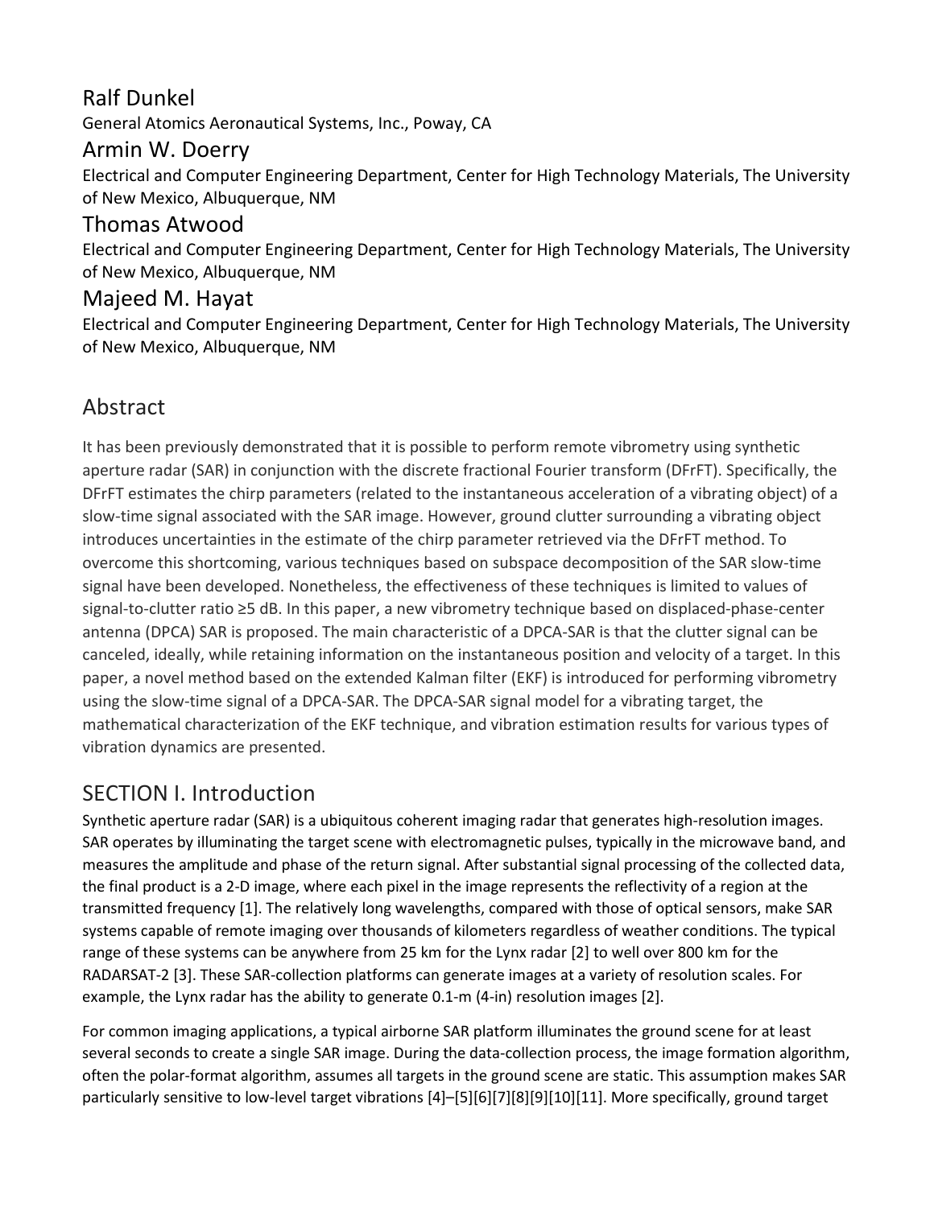## Ralf Dunkel

General Atomics Aeronautical Systems, Inc., Poway, CA

## Armin W. Doerry

Electrical and Computer Engineering Department, Center for High Technology Materials, The University of New Mexico, Albuquerque, NM

## Thomas Atwood

Electrical and Computer Engineering Department, Center for High Technology Materials, The University of New Mexico, Albuquerque, NM

## Majeed M. Hayat

Electrical and Computer Engineering Department, Center for High Technology Materials, The University of New Mexico, Albuquerque, NM

# Abstract

It has been previously demonstrated that it is possible to perform remote vibrometry using synthetic aperture radar (SAR) in conjunction with the discrete fractional Fourier transform (DFrFT). Specifically, the DFrFT estimates the chirp parameters (related to the instantaneous acceleration of a vibrating object) of a slow-time signal associated with the SAR image. However, ground clutter surrounding a vibrating object introduces uncertainties in the estimate of the chirp parameter retrieved via the DFrFT method. To overcome this shortcoming, various techniques based on subspace decomposition of the SAR slow-time signal have been developed. Nonetheless, the effectiveness of these techniques is limited to values of signal-to-clutter ratio ≥5 dB. In this paper, a new vibrometry technique based on displaced-phase-center antenna (DPCA) SAR is proposed. The main characteristic of a DPCA-SAR is that the clutter signal can be canceled, ideally, while retaining information on the instantaneous position and velocity of a target. In this paper, a novel method based on the extended Kalman filter (EKF) is introduced for performing vibrometry using the slow-time signal of a DPCA-SAR. The DPCA-SAR signal model for a vibrating target, the mathematical characterization of the EKF technique, and vibration estimation results for various types of vibration dynamics are presented.

# SECTION I. Introduction

Synthetic aperture radar (SAR) is a ubiquitous coherent imaging radar that generates high-resolution images. SAR operates by illuminating the target scene with electromagnetic pulses, typically in the microwave band, and measures the amplitude and phase of the return signal. After substantial signal processing of the collected data, the final product is a 2-D image, where each pixel in the image represents the reflectivity of a region at the transmitted frequency [1]. The relatively long wavelengths, compared with those of optical sensors, make SAR systems capable of remote imaging over thousands of kilometers regardless of weather conditions. The typical range of these systems can be anywhere from 25 km for the Lynx radar [2] to well over 800 km for the RADARSAT-2 [3]. These SAR-collection platforms can generate images at a variety of resolution scales. For example, the Lynx radar has the ability to generate 0.1-m (4-in) resolution images [2].

For common imaging applications, a typical airborne SAR platform illuminates the ground scene for at least several seconds to create a single SAR image. During the data-collection process, the image formation algorithm, often the polar-format algorithm, assumes all targets in the ground scene are static. This assumption makes SAR particularly sensitive to low-level target vibrations [4]–[5][6][7][8][9][10][11]. More specifically, ground target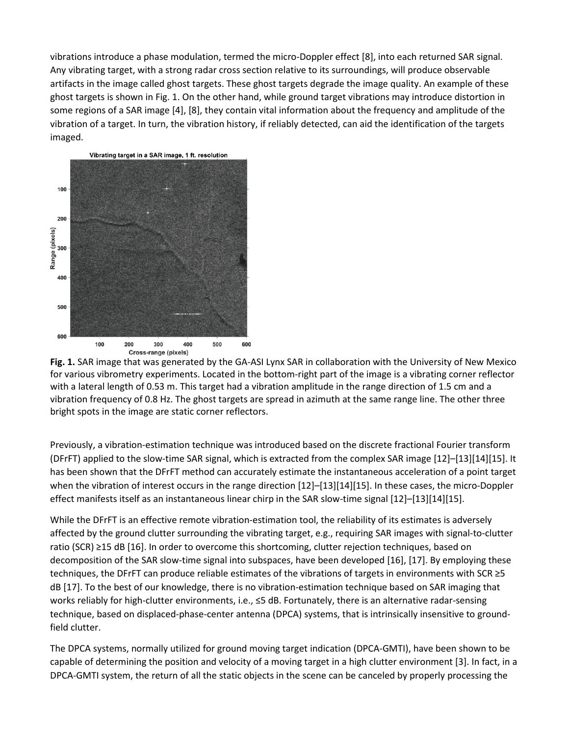vibrations introduce a phase modulation, termed the micro-Doppler effect [8], into each returned SAR signal. Any vibrating target, with a strong radar cross section relative to its surroundings, will produce observable artifacts in the image called ghost targets. These ghost targets degrade the image quality. An example of these ghost targets is shown in Fig. 1. On the other hand, while ground target vibrations may introduce distortion in some regions of a SAR image [4], [8], they contain vital information about the frequency and amplitude of the vibration of a target. In turn, the vibration history, if reliably detected, can aid the identification of the targets imaged.

**Fig. 1.** SAR image that was generated by the GA-ASI Lynx SAR in collaboration with the University of New Mexico for various vibrometry experiments. Located in the bottom-right part of the image is a vibrating corner reflector with a lateral length of 0.53 m. This target had a vibration amplitude in the range direction of 1.5 cm and a vibration frequency of 0.8 Hz. The ghost targets are spread in azimuth at the same range line. The other three bright spots in the image are static corner reflectors.

Previously, a vibration-estimation technique was introduced based on the discrete fractional Fourier transform (DFrFT) applied to the slow-time SAR signal, which is extracted from the complex SAR image [12]–[13][14][15]. It has been shown that the DFrFT method can accurately estimate the instantaneous acceleration of a point target when the vibration of interest occurs in the range direction [12]–[13][14][15]. In these cases, the micro-Doppler effect manifests itself as an instantaneous linear chirp in the SAR slow-time signal [12]–[13][14][15].

While the DFrFT is an effective remote vibration-estimation tool, the reliability of its estimates is adversely affected by the ground clutter surrounding the vibrating target, e.g., requiring SAR images with signal-to-clutter ratio (SCR) ≥15 dB [16]. In order to overcome this shortcoming, clutter rejection techniques, based on decomposition of the SAR slow-time signal into subspaces, have been developed [16], [17]. By employing these techniques, the DFrFT can produce reliable estimates of the vibrations of targets in environments with SCR ≥5 dB [17]. To the best of our knowledge, there is no vibration-estimation technique based on SAR imaging that works reliably for high-clutter environments, i.e., ≤5 dB. Fortunately, there is an alternative radar-sensing technique, based on displaced-phase-center antenna (DPCA) systems, that is intrinsically insensitive to ground-field clutter.

The DPCA systems, normally utilized for ground moving target indication (DPCA-GMTI), have been shown to be capable of determining the position and velocity of a moving target in a high clutter environment [3]. In fact, in a DPCA-GMTI system, the return of all the static objects in the scene can be canceled by properly processing the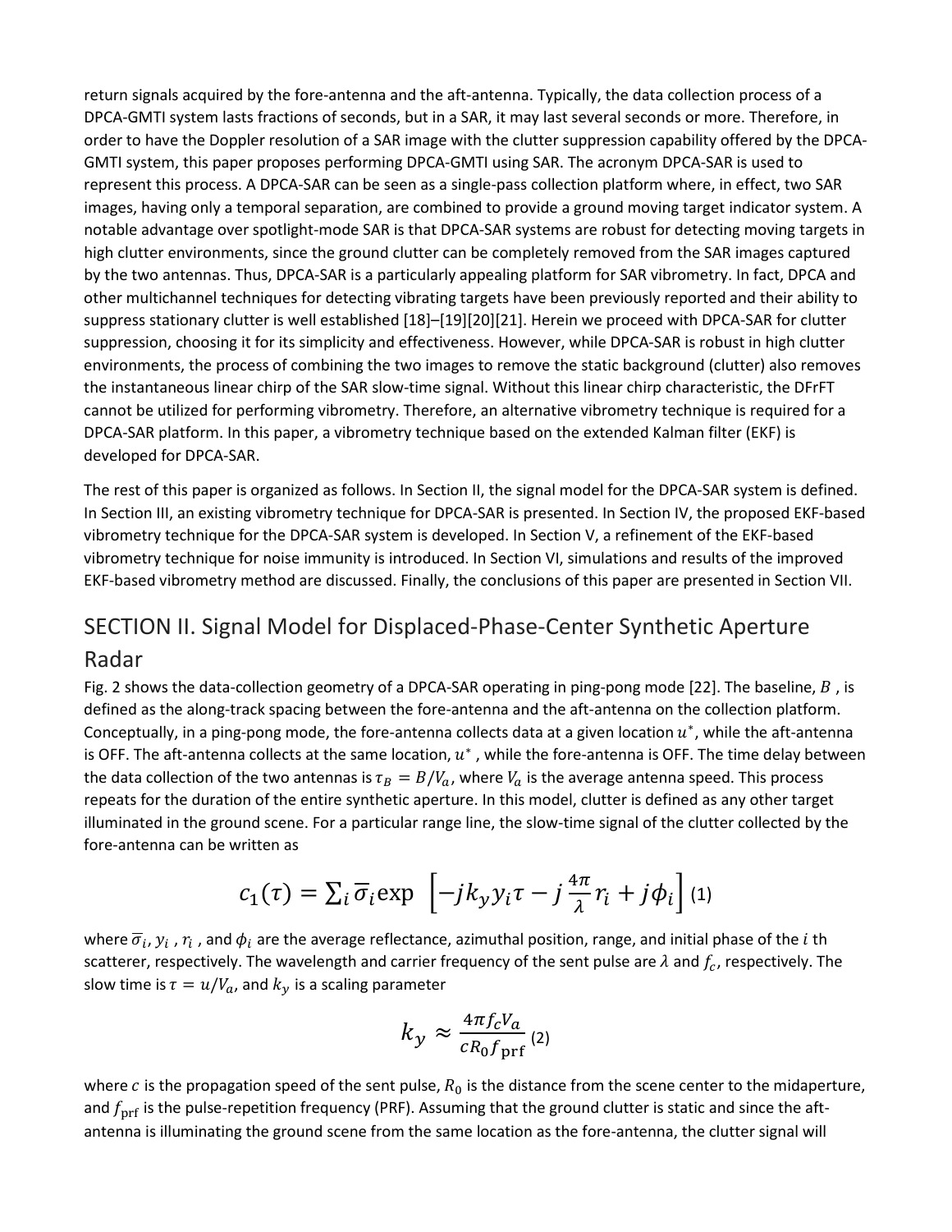return signals acquired by the fore-antenna and the aft-antenna. Typically, the data collection process of a DPCA-GMTI system lasts fractions of seconds, but in a SAR, it may last several seconds or more. Therefore, in order to have the Doppler resolution of a SAR image with the clutter suppression capability offered by the DPCA-GMTI system, this paper proposes performing DPCA-GMTI using SAR. The acronym DPCA-SAR is used to represent this process. A DPCA-SAR can be seen as a single-pass collection platform where, in effect, two SAR images, having only a temporal separation, are combined to provide a ground moving target indicator system. A notable advantage over spotlight-mode SAR is that DPCA-SAR systems are robust for detecting moving targets in high clutter environments, since the ground clutter can be completely removed from the SAR images captured by the two antennas. Thus, DPCA-SAR is a particularly appealing platform for SAR vibrometry. In fact, DPCA and other multichannel techniques for detecting vibrating targets have been previously reported and their ability to suppress stationary clutter is well established [18]–[19][20][21]. Herein we proceed with DPCA-SAR for clutter suppression, choosing it for its simplicity and effectiveness. However, while DPCA-SAR is robust in high clutter environments, the process of combining the two images to remove the static background (clutter) also removes the instantaneous linear chirp of the SAR slow-time signal. Without this linear chirp characteristic, the DFrFT cannot be utilized for performing vibrometry. Therefore, an alternative vibrometry technique is required for a DPCA-SAR platform. In this paper, a vibrometry technique based on the extended Kalman filter (EKF) is developed for DPCA-SAR.

The rest of this paper is organized as follows. In Section II, the signal model for the DPCA-SAR system is defined. In Section III, an existing vibrometry technique for DPCA-SAR is presented. In Section IV, the proposed EKF-based vibrometry technique for the DPCA-SAR system is developed. In Section V, a refinement of the EKF-based vibrometry technique for noise immunity is introduced. In Section VI, simulations and results of the improved EKF-based vibrometry method are discussed. Finally, the conclusions of this paper are presented in Section VII.

## SECTION II. Signal Model for Displaced-Phase-Center Synthetic Aperture Radar

Fig. 2 shows the data-collection geometry of a DPCA-SAR operating in ping-pong mode [22]. The baseline, $B$ , is defined as the along-track spacing between the fore-antenna and the aft-antenna on the collection platform. Conceptually, in a ping-pong mode, the fore-antenna collects data at a given location $u^*$, while the aft-antenna is OFF. The aft-antenna collects at the same location, $u^*$ , while the fore-antenna is OFF. The time delay between the data collection of the two antennas is $\tau_B = B/V_a$, where $V_a$ is the average antenna speed. This process repeats for the duration of the entire synthetic aperture. In this model, clutter is defined as any other target illuminated in the ground scene. For a particular range line, the slow-time signal of the clutter collected by the fore-antenna can be written as

$$c_1(\tau) = \sum_i \overline{\sigma}_i \exp\left[-jk_y y_i \tau - j\frac{4\pi}{\lambda} r_i + j\phi_i\right] \quad (1)$$

where $\overline{\sigma}_i$, $y_i$ , $r_i$ , and $\phi_i$ are the average reflectance, azimuthal position, range, and initial phase of the $i$ th scatterer, respectively. The wavelength and carrier frequency of the sent pulse are $\lambda$ and $f_c$, respectively. The slow time is $\tau = u/V_a$, and $k_y$ is a scaling parameter

$$k_y \approx \frac{4\pi f_c V_a}{c R_0 f_{\text{prf}}} \quad (2)$$

where $c$ is the propagation speed of the sent pulse, $R_0$ is the distance from the scene center to the midaperture, and $f_{\text{prf}}$ is the pulse-repetition frequency (PRF). Assuming that the ground clutter is static and since the aft-antenna is illuminating the ground scene from the same location as the fore-antenna, the clutter signal will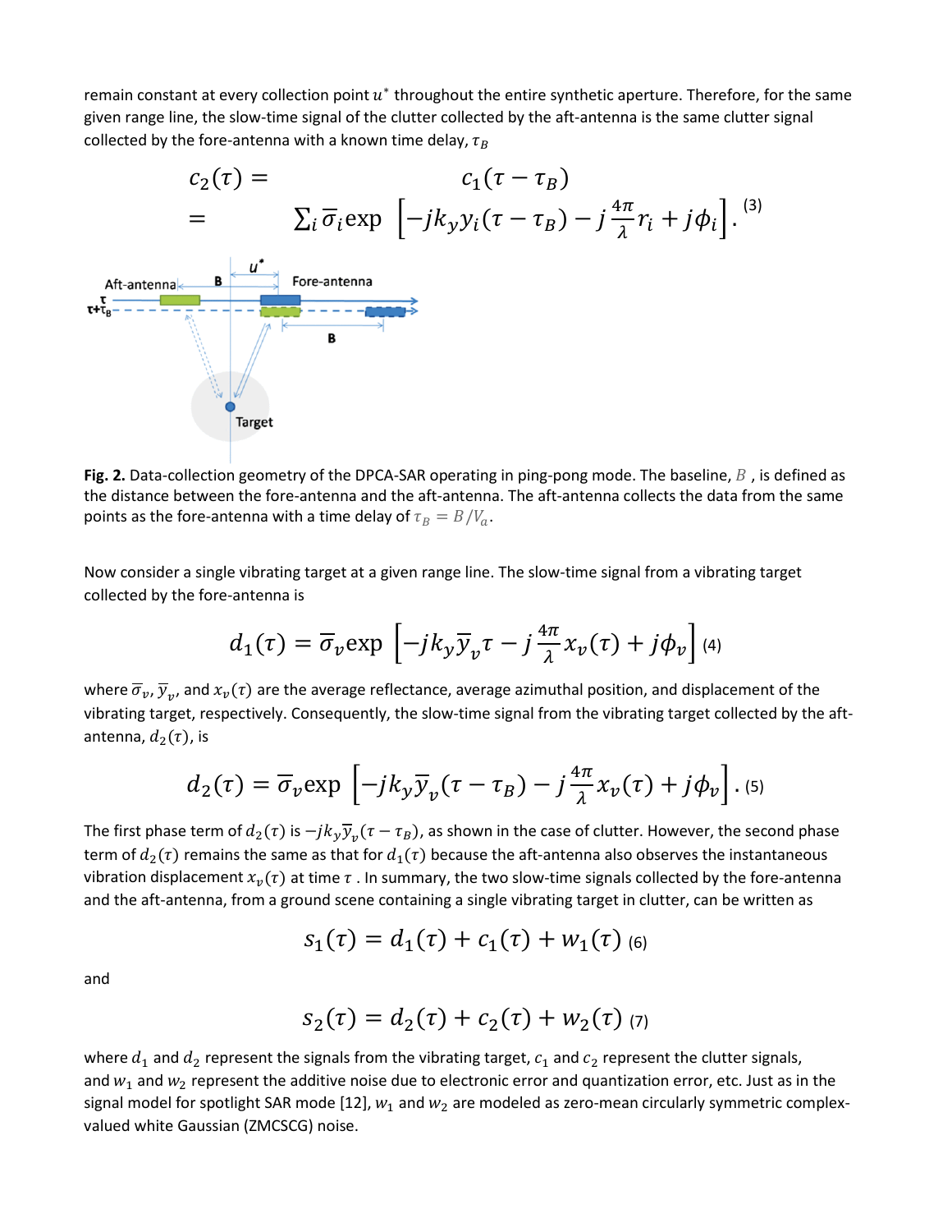remain constant at every collection point $u^*$ throughout the entire synthetic aperture. Therefore, for the same given range line, the slow-time signal of the clutter collected by the aft-antenna is the same clutter signal collected by the fore-antenna with a known time delay, $\tau_B$

$$
\begin{aligned}
c_2(\tau) &= c_1(\tau - \tau_B) \\
&= \sum_i \bar{\sigma}_i \exp\left[-jk_y y_i(\tau - \tau_B) - j\frac{4\pi}{\lambda} r_i + j\phi_i\right].
\end{aligned} \tag{3}
$$

**Fig. 2.** Data-collection geometry of the DPCA-SAR operating in ping-pong mode. The baseline, $B$ , is defined as the distance between the fore-antenna and the aft-antenna. The aft-antenna collects the data from the same points as the fore-antenna with a time delay of $\tau_B = B/V_a$.

Now consider a single vibrating target at a given range line. The slow-time signal from a vibrating target collected by the fore-antenna is

$$
d_1(\tau) = \bar{\sigma}_v \exp\left[-jk_y \bar{y}_v \tau - j\frac{4\pi}{\lambda} x_v(\tau) + j\phi_v\right] \tag{4}
$$

where $\bar{\sigma}_v$, $\bar{y}_v$, and $x_v(\tau)$ are the average reflectance, average azimuthal position, and displacement of the vibrating target, respectively. Consequently, the slow-time signal from the vibrating target collected by the aft-antenna, $d_2(\tau)$, is

$$
d_2(\tau) = \bar{\sigma}_v \exp\left[-jk_y \bar{y}_v (\tau - \tau_B) - j\frac{4\pi}{\lambda} x_v(\tau) + j\phi_v\right]. \tag{5}
$$

The first phase term of $d_2(\tau)$ is $-jk_y \bar{y}_v (\tau - \tau_B)$, as shown in the case of clutter. However, the second phase term of $d_2(\tau)$ remains the same as that for $d_1(\tau)$ because the aft-antenna also observes the instantaneous vibration displacement $x_v(\tau)$ at time $\tau$ . In summary, the two slow-time signals collected by the fore-antenna and the aft-antenna, from a ground scene containing a single vibrating target in clutter, can be written as

$$
s_1(\tau) = d_1(\tau) + c_1(\tau) + w_1(\tau) \tag{6}
$$

and

$$
s_2(\tau) = d_2(\tau) + c_2(\tau) + w_2(\tau) \tag{7}
$$

where $d_1$ and $d_2$ represent the signals from the vibrating target, $c_1$ and $c_2$ represent the clutter signals, and $w_1$ and $w_2$ represent the additive noise due to electronic error and quantization error, etc. Just as in the signal model for spotlight SAR mode [12], $w_1$ and $w_2$ are modeled as zero-mean circularly symmetric complex-valued white Gaussian (ZMCSCG) noise.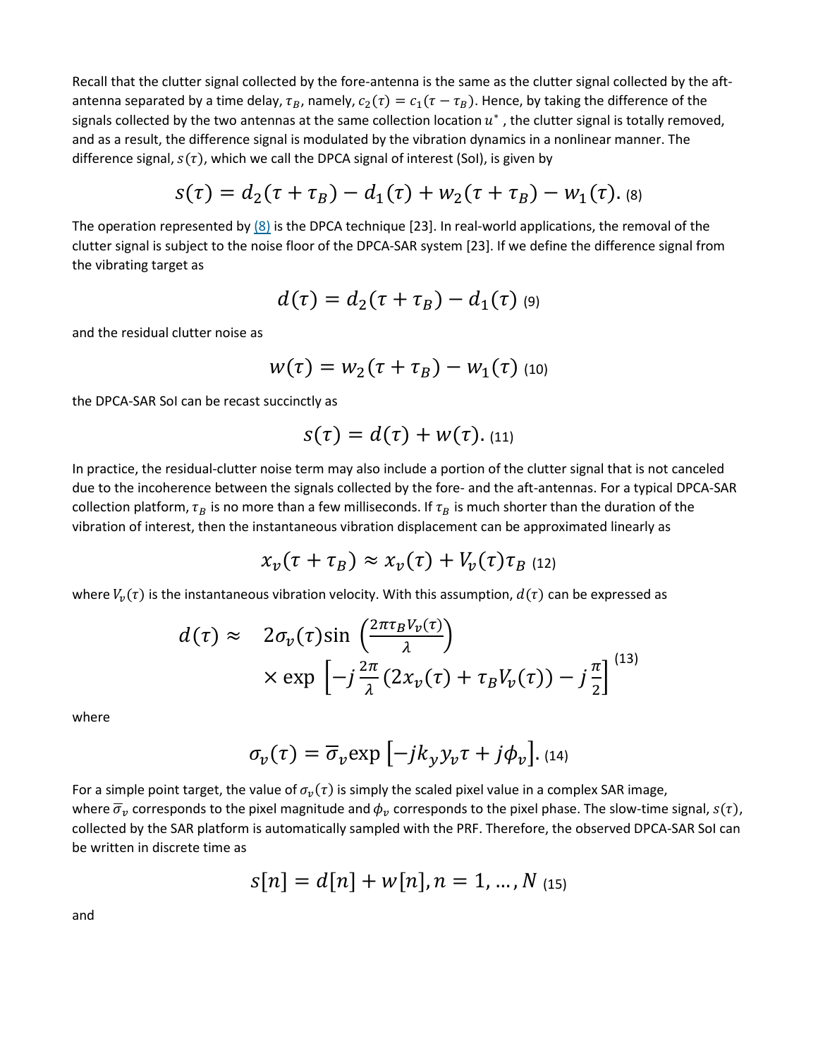Recall that the clutter signal collected by the fore-antenna is the same as the clutter signal collected by the aft-antenna separated by a time delay, $\tau_B$, namely, $c_2(\tau) = c_1(\tau - \tau_B)$. Hence, by taking the difference of the signals collected by the two antennas at the same collection location $u^*$, the clutter signal is totally removed, and as a result, the difference signal is modulated by the vibration dynamics in a nonlinear manner. The difference signal, $s(\tau)$, which we call the DPCA signal of interest (SoI), is given by

$$s(\tau) = d_2(\tau + \tau_B) - d_1(\tau) + w_2(\tau + \tau_B) - w_1(\tau). \quad (8)$$

The operation represented by (8) is the DPCA technique [23]. In real-world applications, the removal of the clutter signal is subject to the noise floor of the DPCA-SAR system [23]. If we define the difference signal from the vibrating target as

$$d(\tau) = d_2(\tau + \tau_B) - d_1(\tau) \quad (9)$$

and the residual clutter noise as

$$w(\tau) = w_2(\tau + \tau_B) - w_1(\tau) \quad (10)$$

the DPCA-SAR SoI can be recast succinctly as

$$s(\tau) = d(\tau) + w(\tau). \quad (11)$$

In practice, the residual-clutter noise term may also include a portion of the clutter signal that is not canceled due to the incoherence between the signals collected by the fore- and the aft-antennas. For a typical DPCA-SAR collection platform, $\tau_B$ is no more than a few milliseconds. If $\tau_B$ is much shorter than the duration of the vibration of interest, then the instantaneous vibration displacement can be approximated linearly as

$$x_v(\tau + \tau_B) \approx x_v(\tau) + V_v(\tau)\tau_B \quad (12)$$

where $V_v(\tau)$ is the instantaneous vibration velocity. With this assumption, $d(\tau)$ can be expressed as

$$\begin{aligned} d(\tau) \approx \quad & 2\sigma_v(\tau)\sin\left(\frac{2\pi\tau_B V_v(\tau)}{\lambda}\right) \\ & \times \exp\left[-j\frac{2\pi}{\lambda}(2x_v(\tau) + \tau_B V_v(\tau)) - j\frac{\pi}{2}\right] \end{aligned} \quad (13)$$

where

$$\sigma_v(\tau) = \bar{\sigma}_v \exp\left[-jk_y y_v \tau + j\phi_v\right]. \quad (14)$$

For a simple point target, the value of $\sigma_v(\tau)$ is simply the scaled pixel value in a complex SAR image, where $\bar{\sigma}_v$ corresponds to the pixel magnitude and $\phi_v$ corresponds to the pixel phase. The slow-time signal, $s(\tau)$, collected by the SAR platform is automatically sampled with the PRF. Therefore, the observed DPCA-SAR SoI can be written in discrete time as

$$s[n] = d[n] + w[n], n = 1, \ldots, N \quad (15)$$

and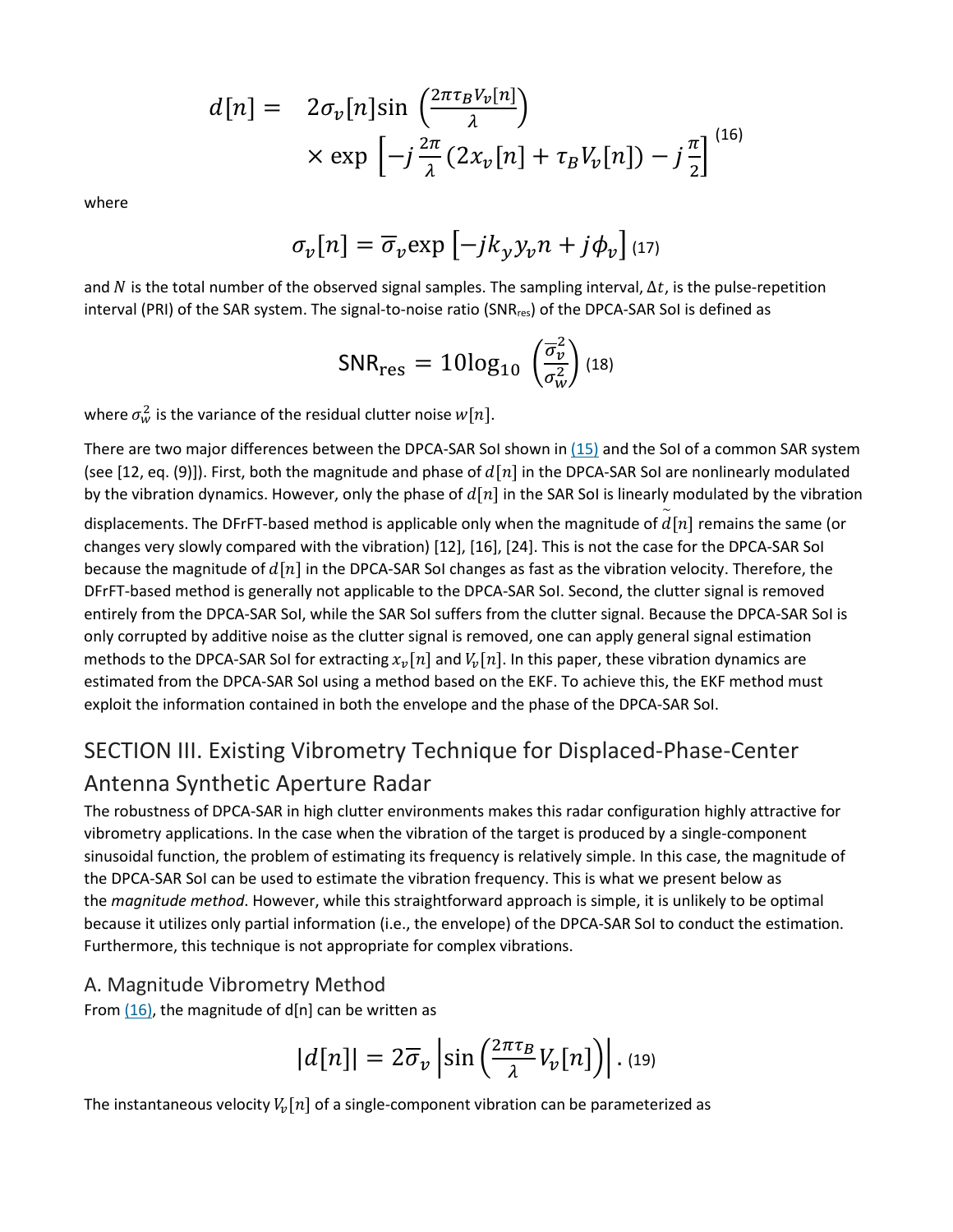$$d[n] = \quad 2\sigma_v[n]\sin\left(\frac{2\pi\tau_B V_v[n]}{\lambda}\right) \times \exp\left[-j\frac{2\pi}{\lambda}(2x_v[n] + \tau_B V_v[n]) - j\frac{\pi}{2}\right] \tag{16}$$

where

$$\sigma_v[n] = \overline{\sigma}_v \exp\left[-jk_y y_v n + j\phi_v\right] \tag{17}$$

and $N$ is the total number of the observed signal samples. The sampling interval, $\Delta t$, is the pulse-repetition interval (PRI) of the SAR system. The signal-to-noise ratio ($\text{SNR}_{\text{res}}$) of the DPCA-SAR SoI is defined as

$$\text{SNR}_{\text{res}} = 10\log_{10}\left(\frac{\overline{\sigma}_v^2}{\sigma_w^2}\right) \tag{18}$$

where $\sigma_w^2$ is the variance of the residual clutter noise $w[n]$.

There are two major differences between the DPCA-SAR SoI shown in (15) and the SoI of a common SAR system (see [12, eq. (9)]). First, both the magnitude and phase of $d[n]$ in the DPCA-SAR SoI are nonlinearly modulated by the vibration dynamics. However, only the phase of $d[n]$ in the SAR SoI is linearly modulated by the vibration displacements. The DFrFT-based method is applicable only when the magnitude of $\tilde{d}[n]$ remains the same (or changes very slowly compared with the vibration) [12], [16], [24]. This is not the case for the DPCA-SAR SoI because the magnitude of $d[n]$ in the DPCA-SAR SoI changes as fast as the vibration velocity. Therefore, the DFrFT-based method is generally not applicable to the DPCA-SAR SoI. Second, the clutter signal is removed entirely from the DPCA-SAR SoI, while the SAR SoI suffers from the clutter signal. Because the DPCA-SAR SoI is only corrupted by additive noise as the clutter signal is removed, one can apply general signal estimation methods to the DPCA-SAR SoI for extracting $x_v[n]$ and $V_v[n]$. In this paper, these vibration dynamics are estimated from the DPCA-SAR SoI using a method based on the EKF. To achieve this, the EKF method must exploit the information contained in both the envelope and the phase of the DPCA-SAR SoI.

## SECTION III. Existing Vibrometry Technique for Displaced-Phase-Center Antenna Synthetic Aperture Radar

The robustness of DPCA-SAR in high clutter environments makes this radar configuration highly attractive for vibrometry applications. In the case when the vibration of the target is produced by a single-component sinusoidal function, the problem of estimating its frequency is relatively simple. In this case, the magnitude of the DPCA-SAR SoI can be used to estimate the vibration frequency. This is what we present below as the *magnitude method*. However, while this straightforward approach is simple, it is unlikely to be optimal because it utilizes only partial information (i.e., the envelope) of the DPCA-SAR SoI to conduct the estimation. Furthermore, this technique is not appropriate for complex vibrations.

### A. Magnitude Vibrometry Method

From (16), the magnitude of d[n] can be written as

$$|d[n]| = 2\overline{\sigma}_v\left|\sin\left(\frac{2\pi\tau_B}{\lambda}V_v[n]\right)\right|. \tag{19}$$

The instantaneous velocity $V_v[n]$ of a single-component vibration can be parameterized as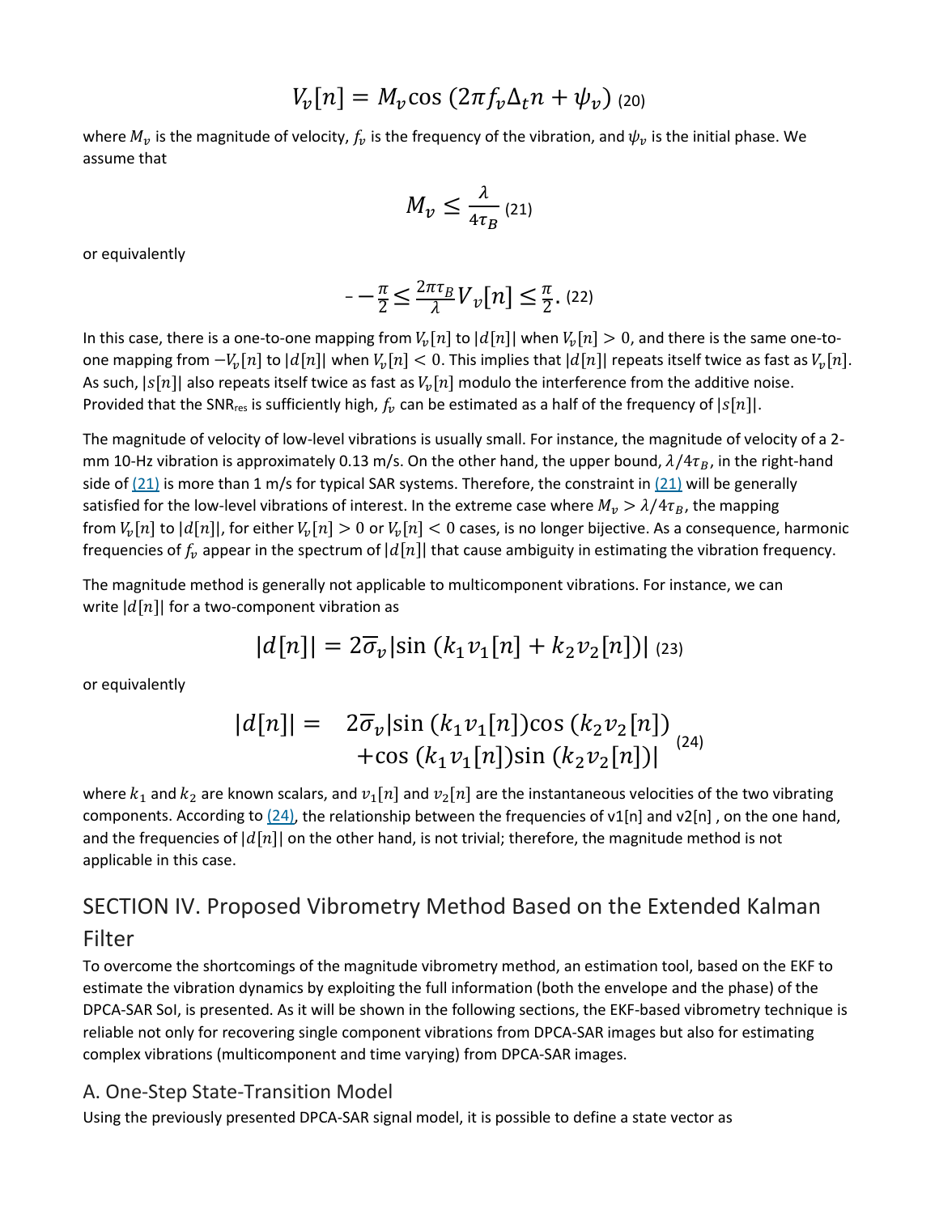$$V_v[n] = M_v \cos\left(2\pi f_v \Delta_t n + \psi_v\right) \quad (20)$$

where $M_v$ is the magnitude of velocity, $f_v$ is the frequency of the vibration, and $\psi_v$ is the initial phase. We assume that

$$M_v \leq \frac{\lambda}{4\tau_B} \quad (21)$$

or equivalently

$$- -\frac{\pi}{2} \leq \frac{2\pi\tau_B}{\lambda} V_v[n] \leq \frac{\pi}{2}. \quad (22)$$

In this case, there is a one-to-one mapping from $V_v[n]$ to $|d[n]|$ when $V_v[n] > 0$, and there is the same one-to-one mapping from $-V_v[n]$ to $|d[n]|$ when $V_v[n] < 0$. This implies that $|d[n]|$ repeats itself twice as fast as $V_v[n]$. As such, $|s[n]|$ also repeats itself twice as fast as $V_v[n]$ modulo the interference from the additive noise. Provided that the $\text{SNR}_{\text{res}}$ is sufficiently high, $f_v$ can be estimated as a half of the frequency of $|s[n]|$.

The magnitude of velocity of low-level vibrations is usually small. For instance, the magnitude of velocity of a 2-mm 10-Hz vibration is approximately 0.13 m/s. On the other hand, the upper bound, $\lambda/4\tau_B$, in the right-hand side of (21) is more than 1 m/s for typical SAR systems. Therefore, the constraint in (21) will be generally satisfied for the low-level vibrations of interest. In the extreme case where $M_v > \lambda/4\tau_B$, the mapping from $V_v[n]$ to $|d[n]|$, for either $V_v[n] > 0$ or $V_v[n] < 0$ cases, is no longer bijective. As a consequence, harmonic frequencies of $f_v$ appear in the spectrum of $|d[n]|$ that cause ambiguity in estimating the vibration frequency.

The magnitude method is generally not applicable to multicomponent vibrations. For instance, we can write $|d[n]|$ for a two-component vibration as

$$|d[n]| = 2\overline{\sigma}_v \left|\sin\left(k_1 v_1[n] + k_2 v_2[n]\right)\right| \quad (23)$$

or equivalently

$$|d[n]| = \begin{aligned} &2\overline{\sigma}_v \left|\sin\left(k_1 v_1[n]\right)\cos\left(k_2 v_2[n]\right)\right. \\ &\left.+\cos\left(k_1 v_1[n]\right)\sin\left(k_2 v_2[n]\right)\right| \end{aligned} \quad (24)$$

where $k_1$ and $k_2$ are known scalars, and $v_1[n]$ and $v_2[n]$ are the instantaneous velocities of the two vibrating components. According to (24), the relationship between the frequencies of v1[n] and v2[n] , on the one hand, and the frequencies of $|d[n]|$ on the other hand, is not trivial; therefore, the magnitude method is not applicable in this case.

## SECTION IV. Proposed Vibrometry Method Based on the Extended Kalman Filter

To overcome the shortcomings of the magnitude vibrometry method, an estimation tool, based on the EKF to estimate the vibration dynamics by exploiting the full information (both the envelope and the phase) of the DPCA-SAR SoI, is presented. As it will be shown in the following sections, the EKF-based vibrometry technique is reliable not only for recovering single component vibrations from DPCA-SAR images but also for estimating complex vibrations (multicomponent and time varying) from DPCA-SAR images.

### A. One-Step State-Transition Model

Using the previously presented DPCA-SAR signal model, it is possible to define a state vector as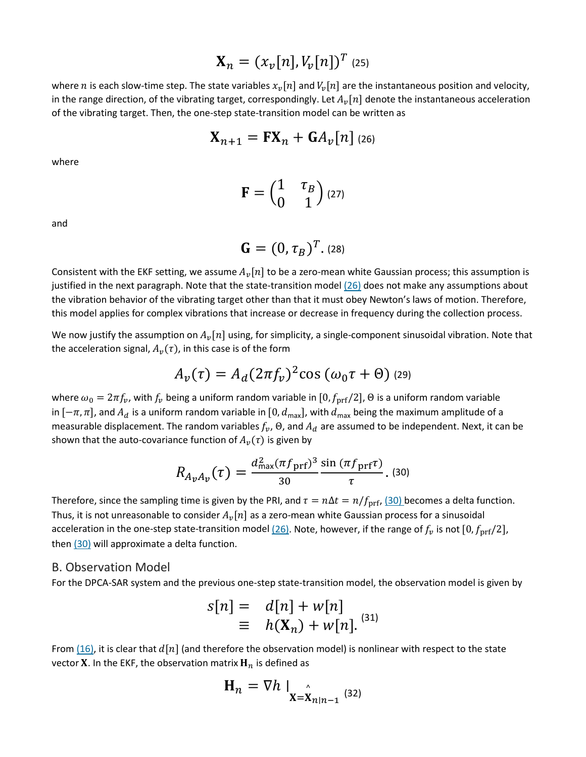$$\mathbf{X}_n = (x_v[n], V_v[n])^T \quad (25)$$

where $n$ is each slow-time step. The state variables $x_v[n]$ and $V_v[n]$ are the instantaneous position and velocity, in the range direction, of the vibrating target, correspondingly. Let $A_v[n]$ denote the instantaneous acceleration of the vibrating target. Then, the one-step state-transition model can be written as

$$\mathbf{X}_{n+1} = \mathbf{F}\mathbf{X}_n + \mathbf{G}A_v[n] \quad (26)$$

where

$$\mathbf{F} = \begin{pmatrix} 1 & \tau_B \\ 0 & 1 \end{pmatrix} \quad (27)$$

and

$$\mathbf{G} = (0, \tau_B)^T. \quad (28)$$

Consistent with the EKF setting, we assume $A_v[n]$ to be a zero-mean white Gaussian process; this assumption is justified in the next paragraph. Note that the state-transition model (26) does not make any assumptions about the vibration behavior of the vibrating target other than that it must obey Newton's laws of motion. Therefore, this model applies for complex vibrations that increase or decrease in frequency during the collection process.

We now justify the assumption on $A_v[n]$ using, for simplicity, a single-component sinusoidal vibration. Note that the acceleration signal, $A_v(\tau)$, in this case is of the form

$$A_v(\tau) = A_d(2\pi f_v)^2 \cos(\omega_0 \tau + \Theta) \quad (29)$$

where $\omega_0 = 2\pi f_v$, with $f_v$ being a uniform random variable in $[0, f_{\text{prf}}/2]$, $\Theta$ is a uniform random variable in $[-\pi, \pi]$, and $A_d$ is a uniform random variable in $[0, d_{\max}]$, with $d_{\max}$ being the maximum amplitude of a measurable displacement. The random variables $f_v$, $\Theta$, and $A_d$ are assumed to be independent. Next, it can be shown that the auto-covariance function of $A_v(\tau)$ is given by

$$R_{A_v A_v}(\tau) = \frac{d_{\max}^2 (\pi f_{\text{prf}})^3}{30} \frac{\sin(\pi f_{\text{prf}} \tau)}{\tau}. \quad (30)$$

Therefore, since the sampling time is given by the PRI, and $\tau = n\Delta t = n/f_{\text{prf}}$, (30) becomes a delta function. Thus, it is not unreasonable to consider $A_v[n]$ as a zero-mean white Gaussian process for a sinusoidal acceleration in the one-step state-transition model (26). Note, however, if the range of $f_v$ is not $[0, f_{\text{prf}}/2]$, then (30) will approximate a delta function.

## B. Observation Model

For the DPCA-SAR system and the previous one-step state-transition model, the observation model is given by

$$\begin{aligned} s[n] = &\ d[n] + w[n] \\ \equiv &\ h(\mathbf{X}_n) + w[n]. \end{aligned} \quad (31)$$

From (16), it is clear that $d[n]$ (and therefore the observation model) is nonlinear with respect to the state vector $\mathbf{X}$. In the EKF, the observation matrix $\mathbf{H}_n$ is defined as

$$\mathbf{H}_n = \nabla h \,|_{\mathbf{X}=\hat{\mathbf{X}}_{n|n-1}} \quad (32)$$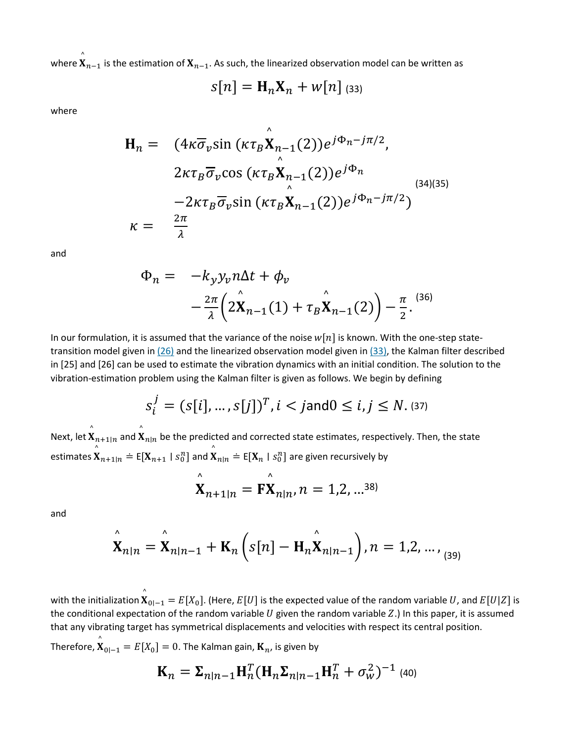where $\hat{\mathbf{X}}_{n-1}$ is the estimation of $\mathbf{X}_{n-1}$. As such, the linearized observation model can be written as

$$s[n] = \mathbf{H}_n \mathbf{X}_n + w[n] \quad (33)$$

where

$$\begin{aligned} \mathbf{H}_n = \ & (4\kappa\overline{\sigma}_v \sin(\kappa\tau_B \hat{\mathbf{X}}_{n-1}(2)) e^{j\Phi_n - j\pi/2}, \\ & 2\kappa\tau_B\overline{\sigma}_v \cos(\kappa\tau_B \hat{\mathbf{X}}_{n-1}(2)) e^{j\Phi_n} \\ & -2\kappa\tau_B\overline{\sigma}_v \sin(\kappa\tau_B \hat{\mathbf{X}}_{n-1}(2)) e^{j\Phi_n - j\pi/2}) \\ \kappa = \ & \frac{2\pi}{\lambda} \end{aligned} \quad (34)(35)$$

and

$$\begin{aligned} \Phi_n = \ & -k_y y_v n\Delta t + \phi_v \\ & -\frac{2\pi}{\lambda}\left(2\hat{\mathbf{X}}_{n-1}(1) + \tau_B \hat{\mathbf{X}}_{n-1}(2)\right) - \frac{\pi}{2}. \end{aligned} \quad (36)$$

In our formulation, it is assumed that the variance of the noise $w[n]$ is known. With the one-step state-transition model given in (26) and the linearized observation model given in (33), the Kalman filter described in [25] and [26] can be used to estimate the vibration dynamics with an initial condition. The solution to the vibration-estimation problem using the Kalman filter is given as follows. We begin by defining

$$s_i^j = (s[i], \ldots, s[j])^T, i < j \text{ and } 0 \leq i, j \leq N. \quad (37)$$

Next, let $\hat{\mathbf{X}}_{n+1|n}$ and $\hat{\mathbf{X}}_{n|n}$ be the predicted and corrected state estimates, respectively. Then, the state estimates $\hat{\mathbf{X}}_{n+1|n} \doteq \mathrm{E}[\mathbf{X}_{n+1} \mid s_0^n]$ and $\hat{\mathbf{X}}_{n|n} \doteq \mathrm{E}[\mathbf{X}_n \mid s_0^n]$ are given recursively by

$$\hat{\mathbf{X}}_{n+1|n} = \mathbf{F}\hat{\mathbf{X}}_{n|n}, n = 1,2, \ldots \quad (38)$$

and

$$\hat{\mathbf{X}}_{n|n} = \hat{\mathbf{X}}_{n|n-1} + \mathbf{K}_n \left(s[n] - \mathbf{H}_n \hat{\mathbf{X}}_{n|n-1}\right), n = 1,2, \ldots, \quad (39)$$

with the initialization $\hat{\mathbf{X}}_{0|-1} = E[X_0]$. (Here, $E[U]$ is the expected value of the random variable $U$, and $E[U|Z]$ is the conditional expectation of the random variable $U$ given the random variable $Z$.) In this paper, it is assumed that any vibrating target has symmetrical displacements and velocities with respect its central position. Therefore, $\hat{\mathbf{X}}_{0|-1} = E[X_0] = 0$. The Kalman gain, $\mathbf{K}_n$, is given by

$$\mathbf{K}_n = \mathbf{\Sigma}_{n|n-1}\mathbf{H}_n^T(\mathbf{H}_n\mathbf{\Sigma}_{n|n-1}\mathbf{H}_n^T + \sigma_w^2)^{-1} \quad (40)$$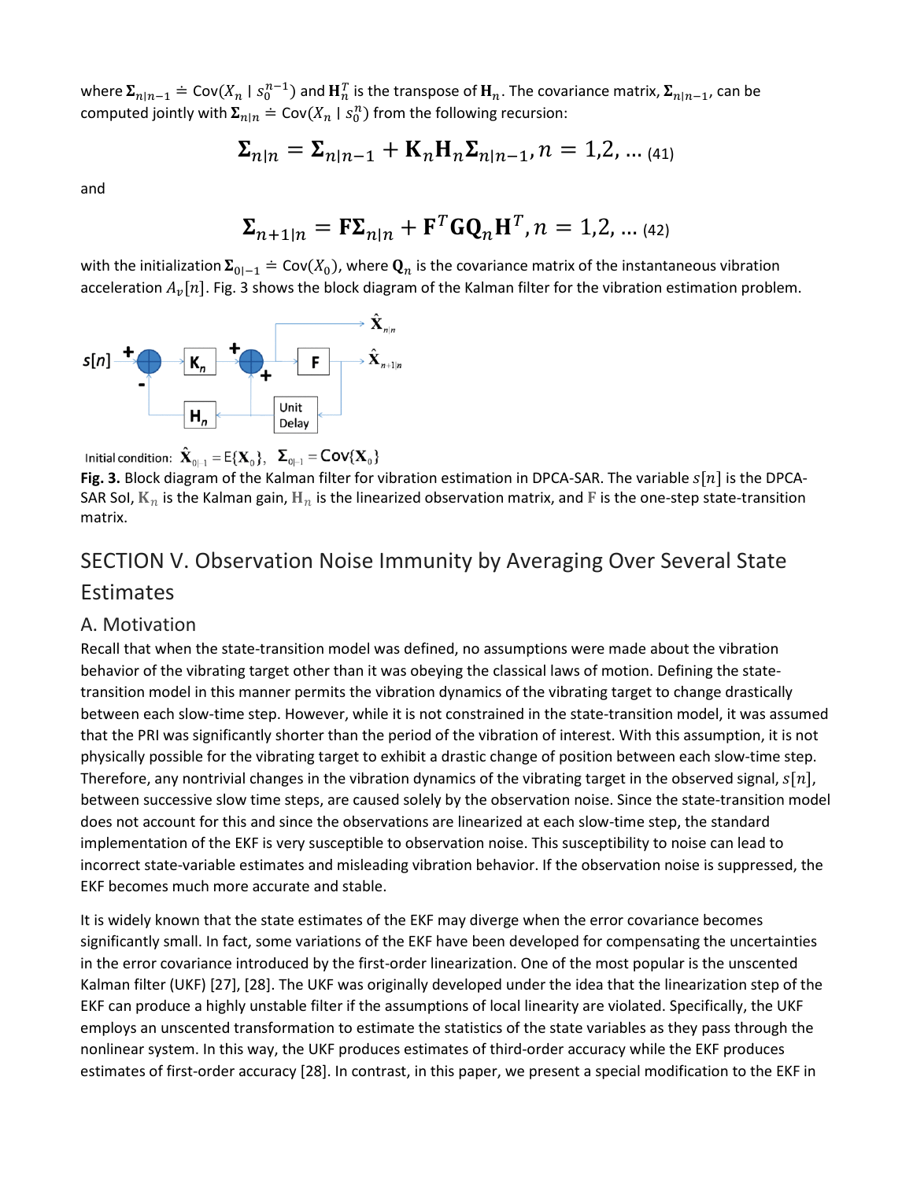where $\mathbf{\Sigma}_{n|n-1} \doteq \text{Cov}(X_n \mid s_0^{n-1})$ and $\mathbf{H}_n^T$ is the transpose of $\mathbf{H}_n$. The covariance matrix, $\mathbf{\Sigma}_{n|n-1}$, can be computed jointly with $\mathbf{\Sigma}_{n|n} \doteq \text{Cov}(X_n \mid s_0^n)$ from the following recursion:

$$\mathbf{\Sigma}_{n|n} = \mathbf{\Sigma}_{n|n-1} + \mathbf{K}_n \mathbf{H}_n \mathbf{\Sigma}_{n|n-1}, n = 1,2, \ldots \quad (41)$$

and

$$\mathbf{\Sigma}_{n+1|n} = \mathbf{F}\mathbf{\Sigma}_{n|n} + \mathbf{F}^T \mathbf{G} \mathbf{Q}_n \mathbf{H}^T, n = 1,2, \ldots \quad (42)$$

with the initialization $\mathbf{\Sigma}_{0|-1} \doteq \text{Cov}(X_0)$, where $\mathbf{Q}_n$ is the covariance matrix of the instantaneous vibration acceleration $A_v[n]$. Fig. 3 shows the block diagram of the Kalman filter for the vibration estimation problem.

s[n]
+
-
K_n
+
+
F
H_n
Unit Delay
$\hat{\mathbf{X}}_{n|n}$
$\hat{\mathbf{X}}_{n+1|n}$

Initial condition: $\hat{\mathbf{X}}_{0|-1} = \text{E}\{\mathbf{X}_0\}$, $\mathbf{\Sigma}_{0|-1} = \text{Cov}\{\mathbf{X}_0\}$

**Fig. 3.** Block diagram of the Kalman filter for vibration estimation in DPCA-SAR. The variable $s[n]$ is the DPCA-SAR SoI, $\mathbf{K}_n$ is the Kalman gain, $\mathbf{H}_n$ is the linearized observation matrix, and $\mathbf{F}$ is the one-step state-transition matrix.

## SECTION V. Observation Noise Immunity by Averaging Over Several State Estimates

### A. Motivation

Recall that when the state-transition model was defined, no assumptions were made about the vibration behavior of the vibrating target other than it was obeying the classical laws of motion. Defining the state-transition model in this manner permits the vibration dynamics of the vibrating target to change drastically between each slow-time step. However, while it is not constrained in the state-transition model, it was assumed that the PRI was significantly shorter than the period of the vibration of interest. With this assumption, it is not physically possible for the vibrating target to exhibit a drastic change of position between each slow-time step. Therefore, any nontrivial changes in the vibration dynamics of the vibrating target in the observed signal, $s[n]$, between successive slow time steps, are caused solely by the observation noise. Since the state-transition model does not account for this and since the observations are linearized at each slow-time step, the standard implementation of the EKF is very susceptible to observation noise. This susceptibility to noise can lead to incorrect state-variable estimates and misleading vibration behavior. If the observation noise is suppressed, the EKF becomes much more accurate and stable.

It is widely known that the state estimates of the EKF may diverge when the error covariance becomes significantly small. In fact, some variations of the EKF have been developed for compensating the uncertainties in the error covariance introduced by the first-order linearization. One of the most popular is the unscented Kalman filter (UKF) [27], [28]. The UKF was originally developed under the idea that the linearization step of the EKF can produce a highly unstable filter if the assumptions of local linearity are violated. Specifically, the UKF employs an unscented transformation to estimate the statistics of the state variables as they pass through the nonlinear system. In this way, the UKF produces estimates of third-order accuracy while the EKF produces estimates of first-order accuracy [28]. In contrast, in this paper, we present a special modification to the EKF in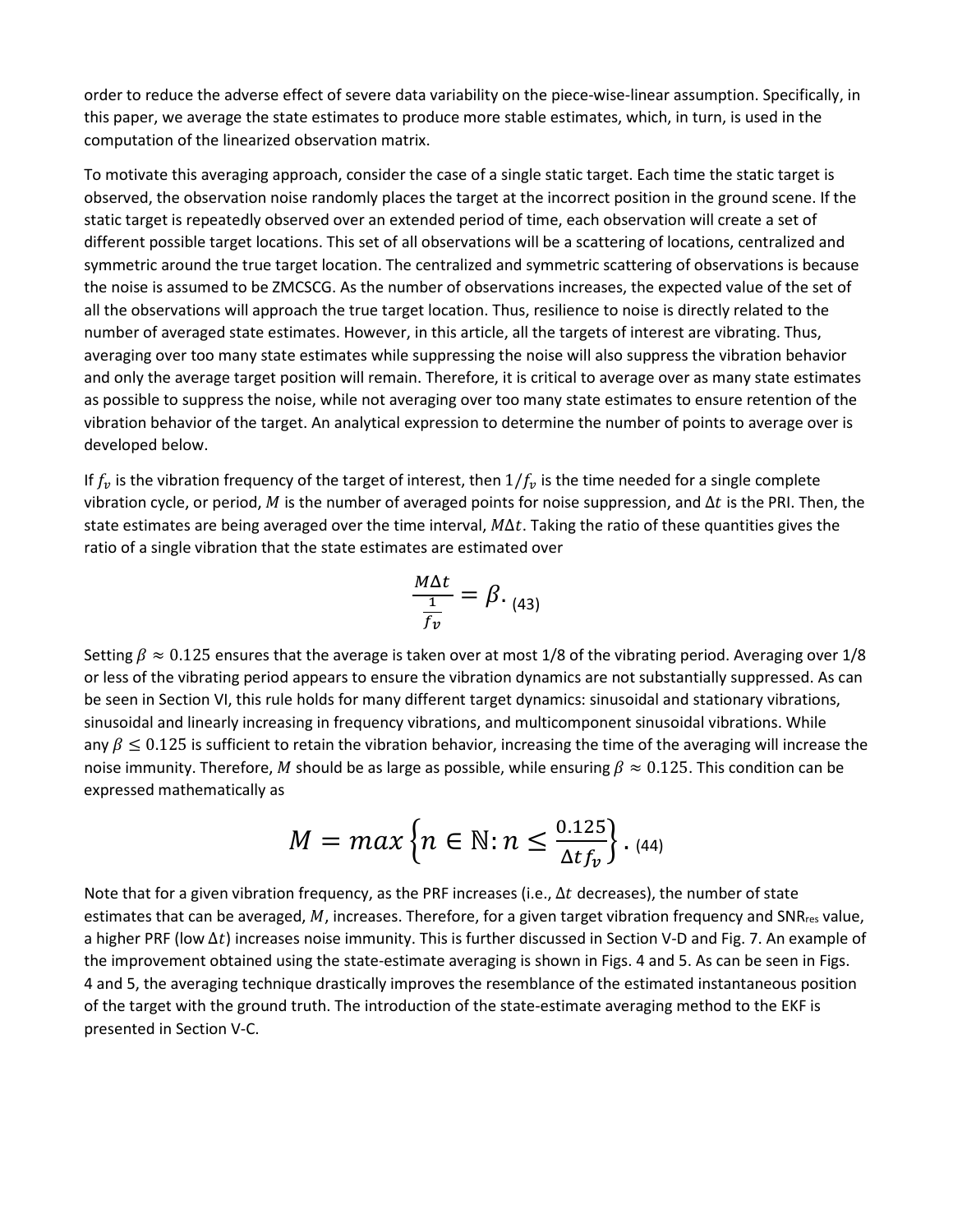order to reduce the adverse effect of severe data variability on the piece-wise-linear assumption. Specifically, in this paper, we average the state estimates to produce more stable estimates, which, in turn, is used in the computation of the linearized observation matrix.

To motivate this averaging approach, consider the case of a single static target. Each time the static target is observed, the observation noise randomly places the target at the incorrect position in the ground scene. If the static target is repeatedly observed over an extended period of time, each observation will create a set of different possible target locations. This set of all observations will be a scattering of locations, centralized and symmetric around the true target location. The centralized and symmetric scattering of observations is because the noise is assumed to be ZMCSCG. As the number of observations increases, the expected value of the set of all the observations will approach the true target location. Thus, resilience to noise is directly related to the number of averaged state estimates. However, in this article, all the targets of interest are vibrating. Thus, averaging over too many state estimates while suppressing the noise will also suppress the vibration behavior and only the average target position will remain. Therefore, it is critical to average over as many state estimates as possible to suppress the noise, while not averaging over too many state estimates to ensure retention of the vibration behavior of the target. An analytical expression to determine the number of points to average over is developed below.

If $f_v$ is the vibration frequency of the target of interest, then $1/f_v$ is the time needed for a single complete vibration cycle, or period, $M$ is the number of averaged points for noise suppression, and $\Delta t$ is the PRI. Then, the state estimates are being averaged over the time interval, $M\Delta t$. Taking the ratio of these quantities gives the ratio of a single vibration that the state estimates are estimated over

$$\frac{M\Delta t}{\frac{1}{f_v}} = \beta. \quad (43)$$

Setting $\beta \approx 0.125$ ensures that the average is taken over at most 1/8 of the vibrating period. Averaging over 1/8 or less of the vibrating period appears to ensure the vibration dynamics are not substantially suppressed. As can be seen in Section VI, this rule holds for many different target dynamics: sinusoidal and stationary vibrations, sinusoidal and linearly increasing in frequency vibrations, and multicomponent sinusoidal vibrations. While any $\beta \leq 0.125$ is sufficient to retain the vibration behavior, increasing the time of the averaging will increase the noise immunity. Therefore, $M$ should be as large as possible, while ensuring $\beta \approx 0.125$. This condition can be expressed mathematically as

$$M = max\left\{n \in \mathbb{N}: n \leq \frac{0.125}{\Delta t f_v}\right\}. \quad (44)$$

Note that for a given vibration frequency, as the PRF increases (i.e., $\Delta t$ decreases), the number of state estimates that can be averaged, $M$, increases. Therefore, for a given target vibration frequency and $SNR_{res}$ value, a higher PRF (low $\Delta t$) increases noise immunity. This is further discussed in Section V-D and Fig. 7. An example of the improvement obtained using the state-estimate averaging is shown in Figs. 4 and 5. As can be seen in Figs. 4 and 5, the averaging technique drastically improves the resemblance of the estimated instantaneous position of the target with the ground truth. The introduction of the state-estimate averaging method to the EKF is presented in Section V-C.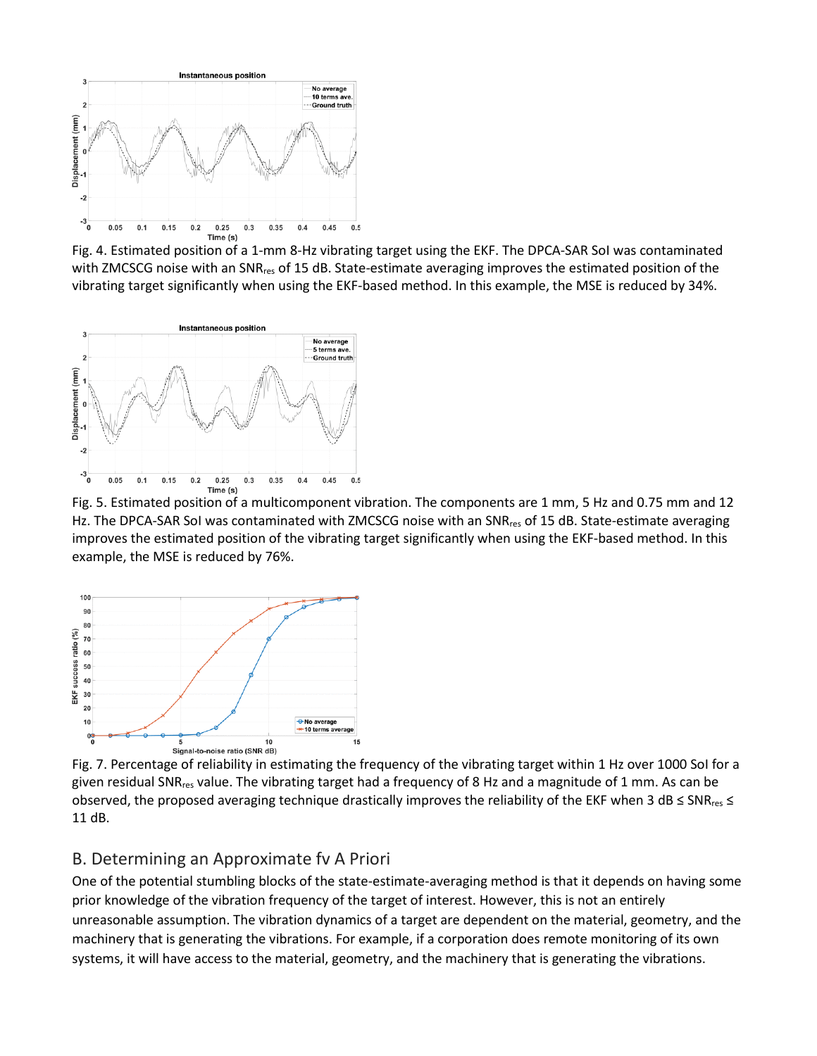Fig. 4. Estimated position of a 1-mm 8-Hz vibrating target using the EKF. The DPCA-SAR SoI was contaminated with ZMCSCG noise with an $SNR_{res}$ of 15 dB. State-estimate averaging improves the estimated position of the vibrating target significantly when using the EKF-based method. In this example, the MSE is reduced by 34%.

Fig. 5. Estimated position of a multicomponent vibration. The components are 1 mm, 5 Hz and 0.75 mm and 12 Hz. The DPCA-SAR SoI was contaminated with ZMCSCG noise with an $SNR_{res}$ of 15 dB. State-estimate averaging improves the estimated position of the vibrating target significantly when using the EKF-based method. In this example, the MSE is reduced by 76%.

Fig. 7. Percentage of reliability in estimating the frequency of the vibrating target within 1 Hz over 1000 SoI for a given residual $SNR_{res}$ value. The vibrating target had a frequency of 8 Hz and a magnitude of 1 mm. As can be observed, the proposed averaging technique drastically improves the reliability of the EKF when 3 dB ≤ $SNR_{res}$ ≤ 11 dB.

## B. Determining an Approximate fv A Priori

One of the potential stumbling blocks of the state-estimate-averaging method is that it depends on having some prior knowledge of the vibration frequency of the target of interest. However, this is not an entirely unreasonable assumption. The vibration dynamics of a target are dependent on the material, geometry, and the machinery that is generating the vibrations. For example, if a corporation does remote monitoring of its own systems, it will have access to the material, geometry, and the machinery that is generating the vibrations.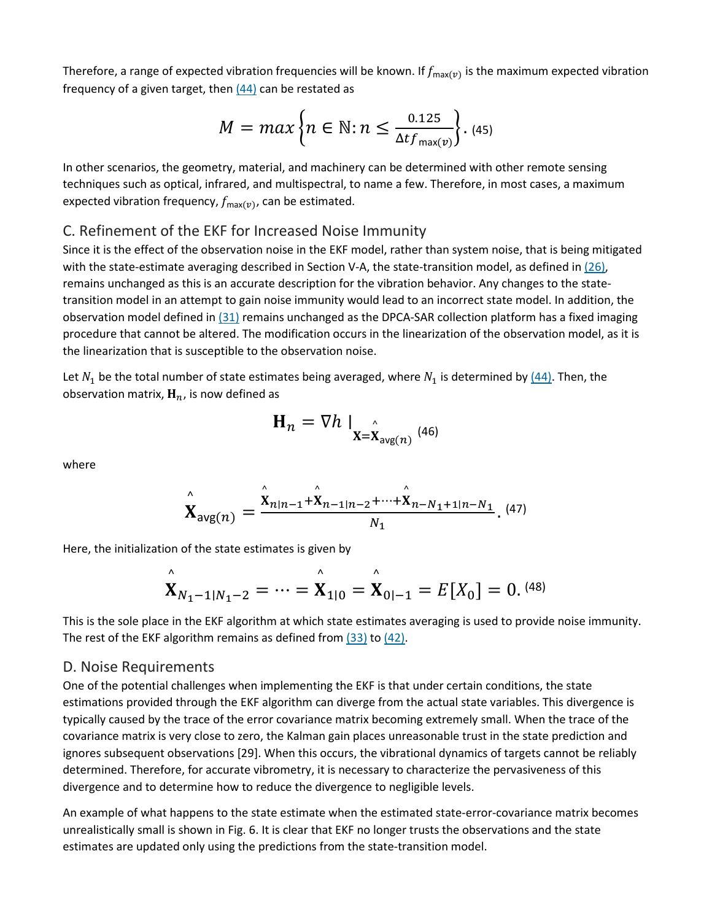Therefore, a range of expected vibration frequencies will be known. If $f_{\max(v)}$ is the maximum expected vibration frequency of a given target, then (44) can be restated as

$$M = max\left\{n \in \mathbb{N}: n \leq \frac{0.125}{\Delta t f_{\max(v)}}\right\}. \quad (45)$$

In other scenarios, the geometry, material, and machinery can be determined with other remote sensing techniques such as optical, infrared, and multispectral, to name a few. Therefore, in most cases, a maximum expected vibration frequency, $f_{\max(v)}$, can be estimated.

## C. Refinement of the EKF for Increased Noise Immunity

Since it is the effect of the observation noise in the EKF model, rather than system noise, that is being mitigated with the state-estimate averaging described in Section V-A, the state-transition model, as defined in (26), remains unchanged as this is an accurate description for the vibration behavior. Any changes to the state-transition model in an attempt to gain noise immunity would lead to an incorrect state model. In addition, the observation model defined in (31) remains unchanged as the DPCA-SAR collection platform has a fixed imaging procedure that cannot be altered. The modification occurs in the linearization of the observation model, as it is the linearization that is susceptible to the observation noise.

Let $N_1$ be the total number of state estimates being averaged, where $N_1$ is determined by (44). Then, the observation matrix, $\mathbf{H}_n$, is now defined as

$$\mathbf{H}_n = \nabla h \mid_{\mathbf{X}=\hat{\mathbf{X}}_{\text{avg}(n)}} \quad (46)$$

where

$$\hat{\mathbf{X}}_{\text{avg}(n)} = \frac{\hat{\mathbf{X}}_{n|n-1}+\hat{\mathbf{X}}_{n-1|n-2}+\cdots+\hat{\mathbf{X}}_{n-N_1+1|n-N_1}}{N_1}. \quad (47)$$

Here, the initialization of the state estimates is given by

$$\hat{\mathbf{X}}_{N_1-1|N_1-2} = \cdots = \hat{\mathbf{X}}_{1|0} = \hat{\mathbf{X}}_{0|-1} = E[X_0] = 0. \quad (48)$$

This is the sole place in the EKF algorithm at which state estimates averaging is used to provide noise immunity. The rest of the EKF algorithm remains as defined from (33) to (42).

## D. Noise Requirements

One of the potential challenges when implementing the EKF is that under certain conditions, the state estimations provided through the EKF algorithm can diverge from the actual state variables. This divergence is typically caused by the trace of the error covariance matrix becoming extremely small. When the trace of the covariance matrix is very close to zero, the Kalman gain places unreasonable trust in the state prediction and ignores subsequent observations [29]. When this occurs, the vibrational dynamics of targets cannot be reliably determined. Therefore, for accurate vibrometry, it is necessary to characterize the pervasiveness of this divergence and to determine how to reduce the divergence to negligible levels.

An example of what happens to the state estimate when the estimated state-error-covariance matrix becomes unrealistically small is shown in Fig. 6. It is clear that EKF no longer trusts the observations and the state estimates are updated only using the predictions from the state-transition model.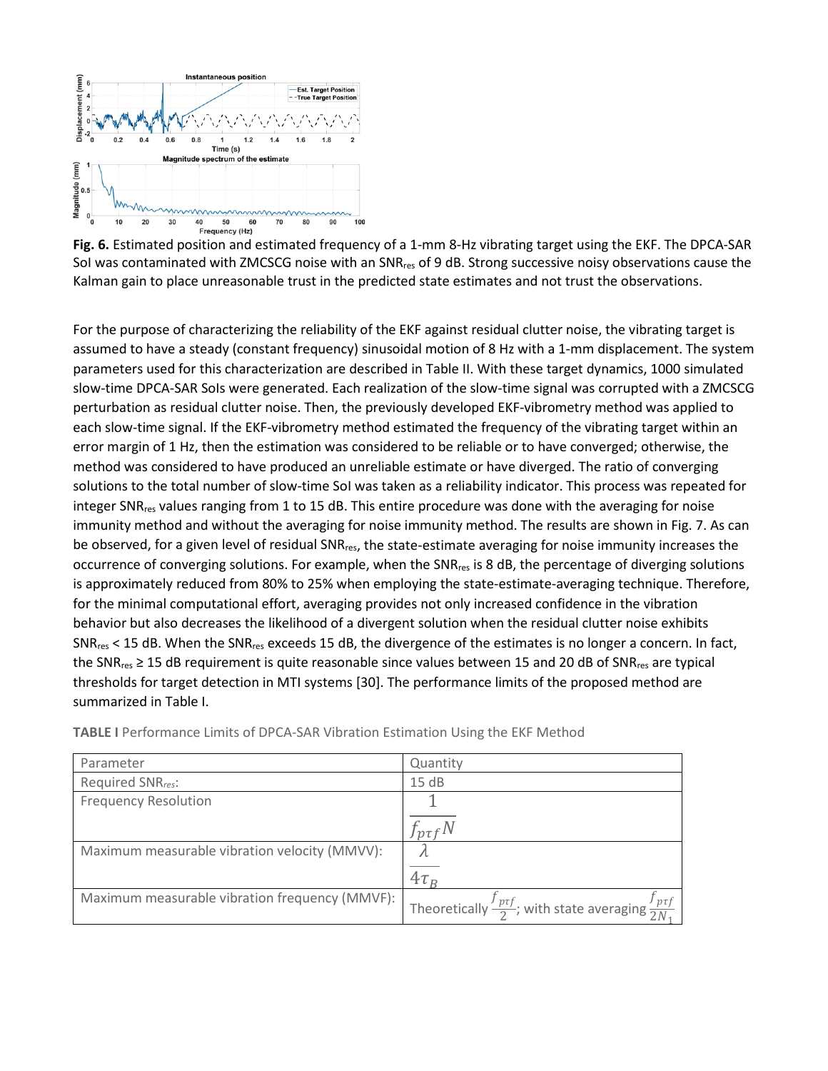**Fig. 6.** Estimated position and estimated frequency of a 1-mm 8-Hz vibrating target using the EKF. The DPCA-SAR SoI was contaminated with ZMCSCG noise with an $SNR_{res}$ of 9 dB. Strong successive noisy observations cause the Kalman gain to place unreasonable trust in the predicted state estimates and not trust the observations.

For the purpose of characterizing the reliability of the EKF against residual clutter noise, the vibrating target is assumed to have a steady (constant frequency) sinusoidal motion of 8 Hz with a 1-mm displacement. The system parameters used for this characterization are described in Table II. With these target dynamics, 1000 simulated slow-time DPCA-SAR SoIs were generated. Each realization of the slow-time signal was corrupted with a ZMCSCG perturbation as residual clutter noise. Then, the previously developed EKF-vibrometry method was applied to each slow-time signal. If the EKF-vibrometry method estimated the frequency of the vibrating target within an error margin of 1 Hz, then the estimation was considered to be reliable or to have converged; otherwise, the method was considered to have produced an unreliable estimate or have diverged. The ratio of converging solutions to the total number of slow-time SoI was taken as a reliability indicator. This process was repeated for integer $SNR_{res}$ values ranging from 1 to 15 dB. This entire procedure was done with the averaging for noise immunity method and without the averaging for noise immunity method. The results are shown in Fig. 7. As can be observed, for a given level of residual $SNR_{res}$, the state-estimate averaging for noise immunity increases the occurrence of converging solutions. For example, when the $SNR_{res}$ is 8 dB, the percentage of diverging solutions is approximately reduced from 80% to 25% when employing the state-estimate-averaging technique. Therefore, for the minimal computational effort, averaging provides not only increased confidence in the vibration behavior but also decreases the likelihood of a divergent solution when the residual clutter noise exhibits $SNR_{res} < 15$ dB. When the $SNR_{res}$ exceeds 15 dB, the divergence of the estimates is no longer a concern. In fact, the $SNR_{res} \geq 15$ dB requirement is quite reasonable since values between 15 and 20 dB of $SNR_{res}$ are typical thresholds for target detection in MTI systems [30]. The performance limits of the proposed method are summarized in Table I.

**TABLE I** Performance Limits of DPCA-SAR Vibration Estimation Using the EKF Method

| Parameter | Quantity |
| --- | --- |
| Required $SNR_{res}$: | 15 dB |
| Frequency Resolution | $\frac{1}{f_{p\tau f} N}$ |
| Maximum measurable vibration velocity (MMVV): | $\frac{\lambda}{4\tau_B}$ |
| Maximum measurable vibration frequency (MMVF): | Theoretically $\frac{f_{p\tau f}}{2}$; with state averaging $\frac{f_{p\tau f}}{2N_1}$ |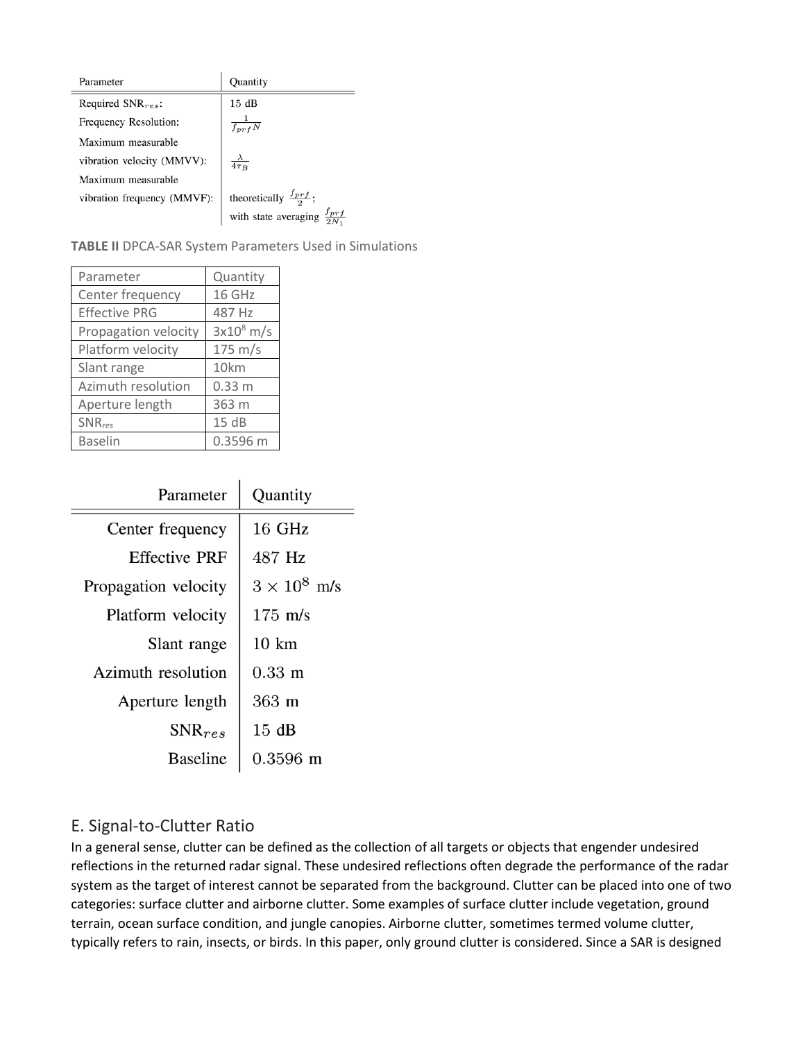| Parameter | Quantity |
| --- | --- |
| Required $\text{SNR}_{res}$: | 15 dB |
| Frequency Resolution: | $\frac{1}{f_{prf}N}$ |
| Maximum measurable vibration velocity (MMVV): | $\frac{\lambda}{4\tau_B}$ |
| Maximum measurable vibration frequency (MMVF): | theoretically $\frac{f_{prf}}{2}$; with state averaging $\frac{f_{prf}}{2N_1}$ |

**TABLE II** DPCA-SAR System Parameters Used in Simulations

| Parameter | Quantity |
| --- | --- |
| Center frequency | 16 GHz |
| Effective PRG | 487 Hz |
| Propagation velocity | $3\text{x}10^8$ m/s |
| Platform velocity | 175 m/s |
| Slant range | 10km |
| Azimuth resolution | 0.33 m |
| Aperture length | 363 m |
| $\text{SNR}_{res}$ | 15 dB |
| Baselin | 0.3596 m |

| Parameter | Quantity |
| --- | --- |
| Center frequency | 16 GHz |
| Effective PRF | 487 Hz |
| Propagation velocity | $3 \times 10^8$ m/s |
| Platform velocity | 175 m/s |
| Slant range | 10 km |
| Azimuth resolution | 0.33 m |
| Aperture length | 363 m |
| $\text{SNR}_{res}$ | 15 dB |
| Baseline | 0.3596 m |

## E. Signal-to-Clutter Ratio

In a general sense, clutter can be defined as the collection of all targets or objects that engender undesired reflections in the returned radar signal. These undesired reflections often degrade the performance of the radar system as the target of interest cannot be separated from the background. Clutter can be placed into one of two categories: surface clutter and airborne clutter. Some examples of surface clutter include vegetation, ground terrain, ocean surface condition, and jungle canopies. Airborne clutter, sometimes termed volume clutter, typically refers to rain, insects, or birds. In this paper, only ground clutter is considered. Since a SAR is designed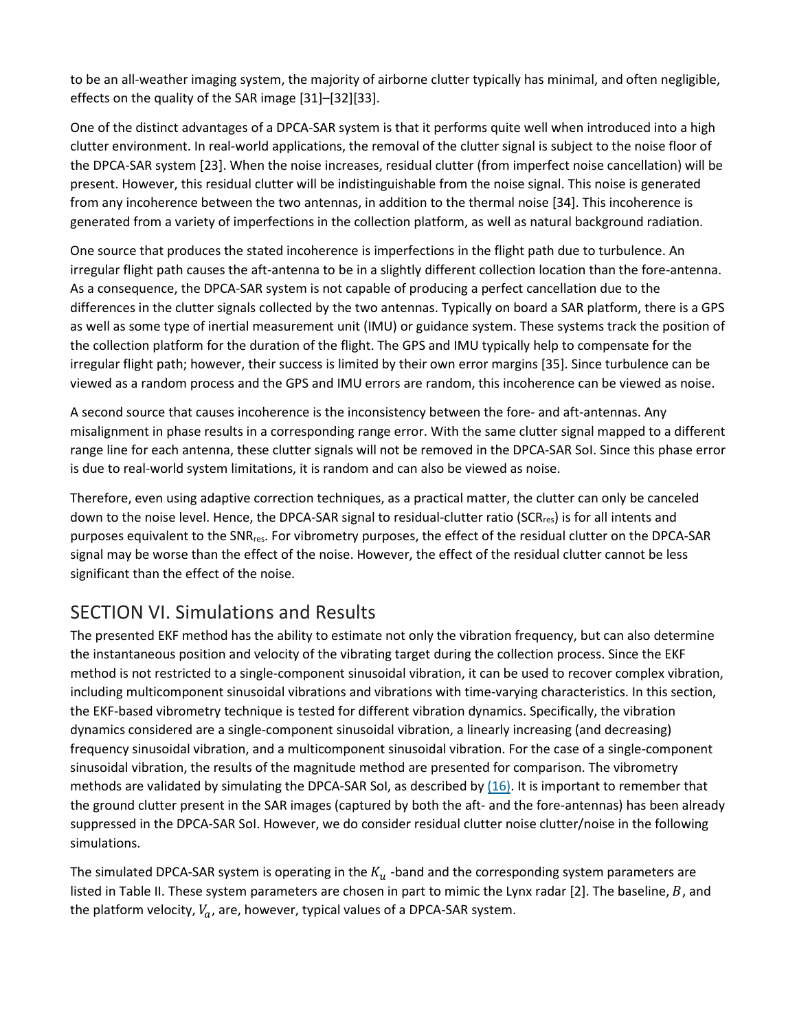to be an all-weather imaging system, the majority of airborne clutter typically has minimal, and often negligible, effects on the quality of the SAR image [31]–[32][33].

One of the distinct advantages of a DPCA-SAR system is that it performs quite well when introduced into a high clutter environment. In real-world applications, the removal of the clutter signal is subject to the noise floor of the DPCA-SAR system [23]. When the noise increases, residual clutter (from imperfect noise cancellation) will be present. However, this residual clutter will be indistinguishable from the noise signal. This noise is generated from any incoherence between the two antennas, in addition to the thermal noise [34]. This incoherence is generated from a variety of imperfections in the collection platform, as well as natural background radiation.

One source that produces the stated incoherence is imperfections in the flight path due to turbulence. An irregular flight path causes the aft-antenna to be in a slightly different collection location than the fore-antenna. As a consequence, the DPCA-SAR system is not capable of producing a perfect cancellation due to the differences in the clutter signals collected by the two antennas. Typically on board a SAR platform, there is a GPS as well as some type of inertial measurement unit (IMU) or guidance system. These systems track the position of the collection platform for the duration of the flight. The GPS and IMU typically help to compensate for the irregular flight path; however, their success is limited by their own error margins [35]. Since turbulence can be viewed as a random process and the GPS and IMU errors are random, this incoherence can be viewed as noise.

A second source that causes incoherence is the inconsistency between the fore- and aft-antennas. Any misalignment in phase results in a corresponding range error. With the same clutter signal mapped to a different range line for each antenna, these clutter signals will not be removed in the DPCA-SAR SoI. Since this phase error is due to real-world system limitations, it is random and can also be viewed as noise.

Therefore, even using adaptive correction techniques, as a practical matter, the clutter can only be canceled down to the noise level. Hence, the DPCA-SAR signal to residual-clutter ratio ($SCR_{res}$) is for all intents and purposes equivalent to the $SNR_{res}$. For vibrometry purposes, the effect of the residual clutter on the DPCA-SAR signal may be worse than the effect of the noise. However, the effect of the residual clutter cannot be less significant than the effect of the noise.

## SECTION VI. Simulations and Results

The presented EKF method has the ability to estimate not only the vibration frequency, but can also determine the instantaneous position and velocity of the vibrating target during the collection process. Since the EKF method is not restricted to a single-component sinusoidal vibration, it can be used to recover complex vibration, including multicomponent sinusoidal vibrations and vibrations with time-varying characteristics. In this section, the EKF-based vibrometry technique is tested for different vibration dynamics. Specifically, the vibration dynamics considered are a single-component sinusoidal vibration, a linearly increasing (and decreasing) frequency sinusoidal vibration, and a multicomponent sinusoidal vibration. For the case of a single-component sinusoidal vibration, the results of the magnitude method are presented for comparison. The vibrometry methods are validated by simulating the DPCA-SAR SoI, as described by (16). It is important to remember that the ground clutter present in the SAR images (captured by both the aft- and the fore-antennas) has been already suppressed in the DPCA-SAR SoI. However, we do consider residual clutter noise clutter/noise in the following simulations.

The simulated DPCA-SAR system is operating in the $K_u$ -band and the corresponding system parameters are listed in Table II. These system parameters are chosen in part to mimic the Lynx radar [2]. The baseline, $B$, and the platform velocity, $V_a$, are, however, typical values of a DPCA-SAR system.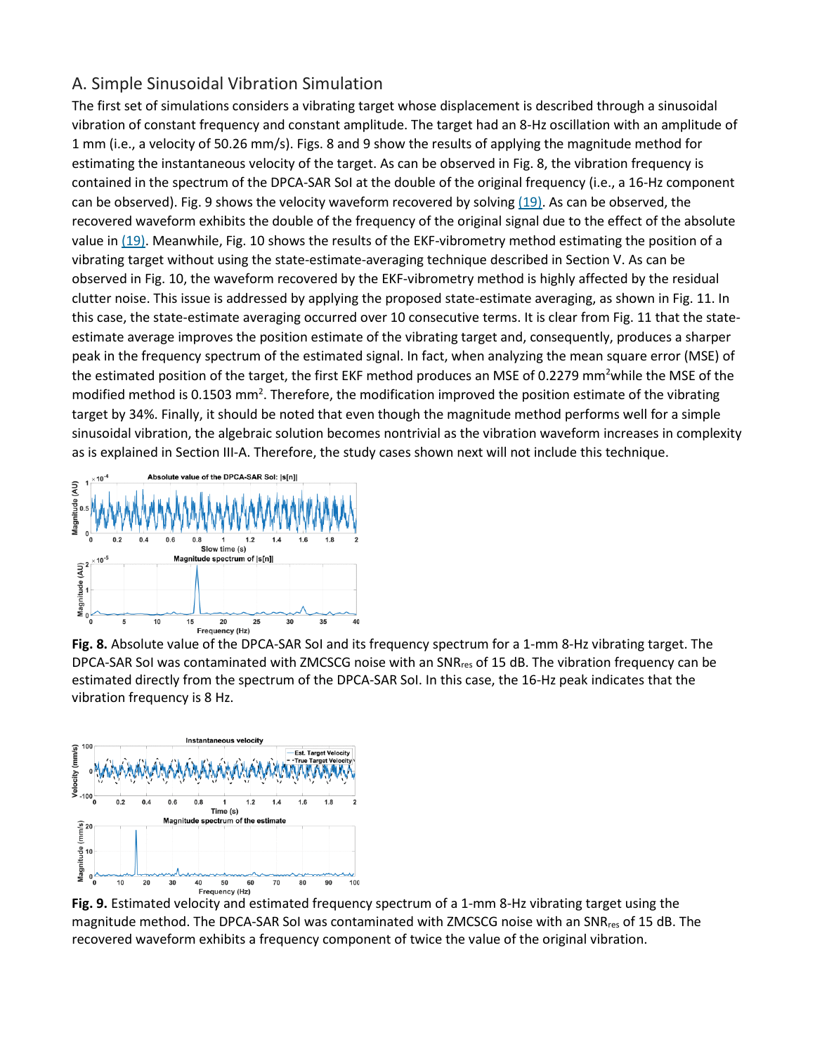## A. Simple Sinusoidal Vibration Simulation

The first set of simulations considers a vibrating target whose displacement is described through a sinusoidal vibration of constant frequency and constant amplitude. The target had an 8-Hz oscillation with an amplitude of 1 mm (i.e., a velocity of 50.26 mm/s). Figs. 8 and 9 show the results of applying the magnitude method for estimating the instantaneous velocity of the target. As can be observed in Fig. 8, the vibration frequency is contained in the spectrum of the DPCA-SAR SoI at the double of the original frequency (i.e., a 16-Hz component can be observed). Fig. 9 shows the velocity waveform recovered by solving (19). As can be observed, the recovered waveform exhibits the double of the frequency of the original signal due to the effect of the absolute value in (19). Meanwhile, Fig. 10 shows the results of the EKF-vibrometry method estimating the position of a vibrating target without using the state-estimate-averaging technique described in Section V. As can be observed in Fig. 10, the waveform recovered by the EKF-vibrometry method is highly affected by the residual clutter noise. This issue is addressed by applying the proposed state-estimate averaging, as shown in Fig. 11. In this case, the state-estimate averaging occurred over 10 consecutive terms. It is clear from Fig. 11 that the state-estimate average improves the position estimate of the vibrating target and, consequently, produces a sharper peak in the frequency spectrum of the estimated signal. In fact, when analyzing the mean square error (MSE) of the estimated position of the target, the first EKF method produces an MSE of 0.2279 $mm^2$ while the MSE of the modified method is 0.1503 $mm^2$. Therefore, the modification improved the position estimate of the vibrating target by 34%. Finally, it should be noted that even though the magnitude method performs well for a simple sinusoidal vibration, the algebraic solution becomes nontrivial as the vibration waveform increases in complexity as is explained in Section III-A. Therefore, the study cases shown next will not include this technique.

**Fig. 8.** Absolute value of the DPCA-SAR SoI and its frequency spectrum for a 1-mm 8-Hz vibrating target. The DPCA-SAR SoI was contaminated with ZMCSCG noise with an $SNR_{res}$ of 15 dB. The vibration frequency can be estimated directly from the spectrum of the DPCA-SAR SoI. In this case, the 16-Hz peak indicates that the vibration frequency is 8 Hz.

**Fig. 9.** Estimated velocity and estimated frequency spectrum of a 1-mm 8-Hz vibrating target using the magnitude method. The DPCA-SAR SoI was contaminated with ZMCSCG noise with an $SNR_{res}$ of 15 dB. The recovered waveform exhibits a frequency component of twice the value of the original vibration.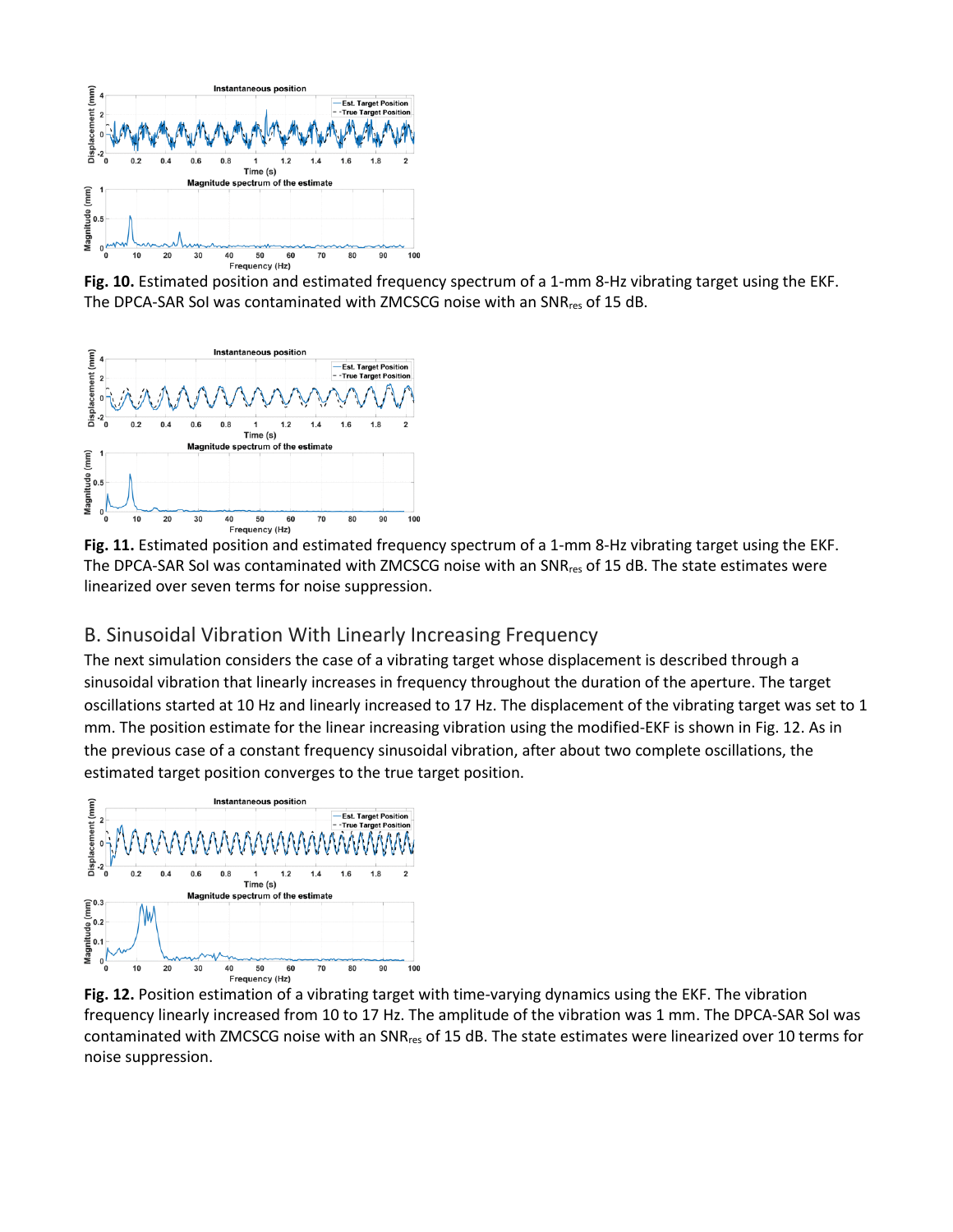**Fig. 10.** Estimated position and estimated frequency spectrum of a 1-mm 8-Hz vibrating target using the EKF. The DPCA-SAR SoI was contaminated with ZMCSCG noise with an $SNR_{res}$ of 15 dB.

**Fig. 11.** Estimated position and estimated frequency spectrum of a 1-mm 8-Hz vibrating target using the EKF. The DPCA-SAR SoI was contaminated with ZMCSCG noise with an $SNR_{res}$ of 15 dB. The state estimates were linearized over seven terms for noise suppression.

## B. Sinusoidal Vibration With Linearly Increasing Frequency

The next simulation considers the case of a vibrating target whose displacement is described through a sinusoidal vibration that linearly increases in frequency throughout the duration of the aperture. The target oscillations started at 10 Hz and linearly increased to 17 Hz. The displacement of the vibrating target was set to 1 mm. The position estimate for the linear increasing vibration using the modified-EKF is shown in Fig. 12. As in the previous case of a constant frequency sinusoidal vibration, after about two complete oscillations, the estimated target position converges to the true target position.

**Fig. 12.** Position estimation of a vibrating target with time-varying dynamics using the EKF. The vibration frequency linearly increased from 10 to 17 Hz. The amplitude of the vibration was 1 mm. The DPCA-SAR SoI was contaminated with ZMCSCG noise with an $SNR_{res}$ of 15 dB. The state estimates were linearized over 10 terms for noise suppression.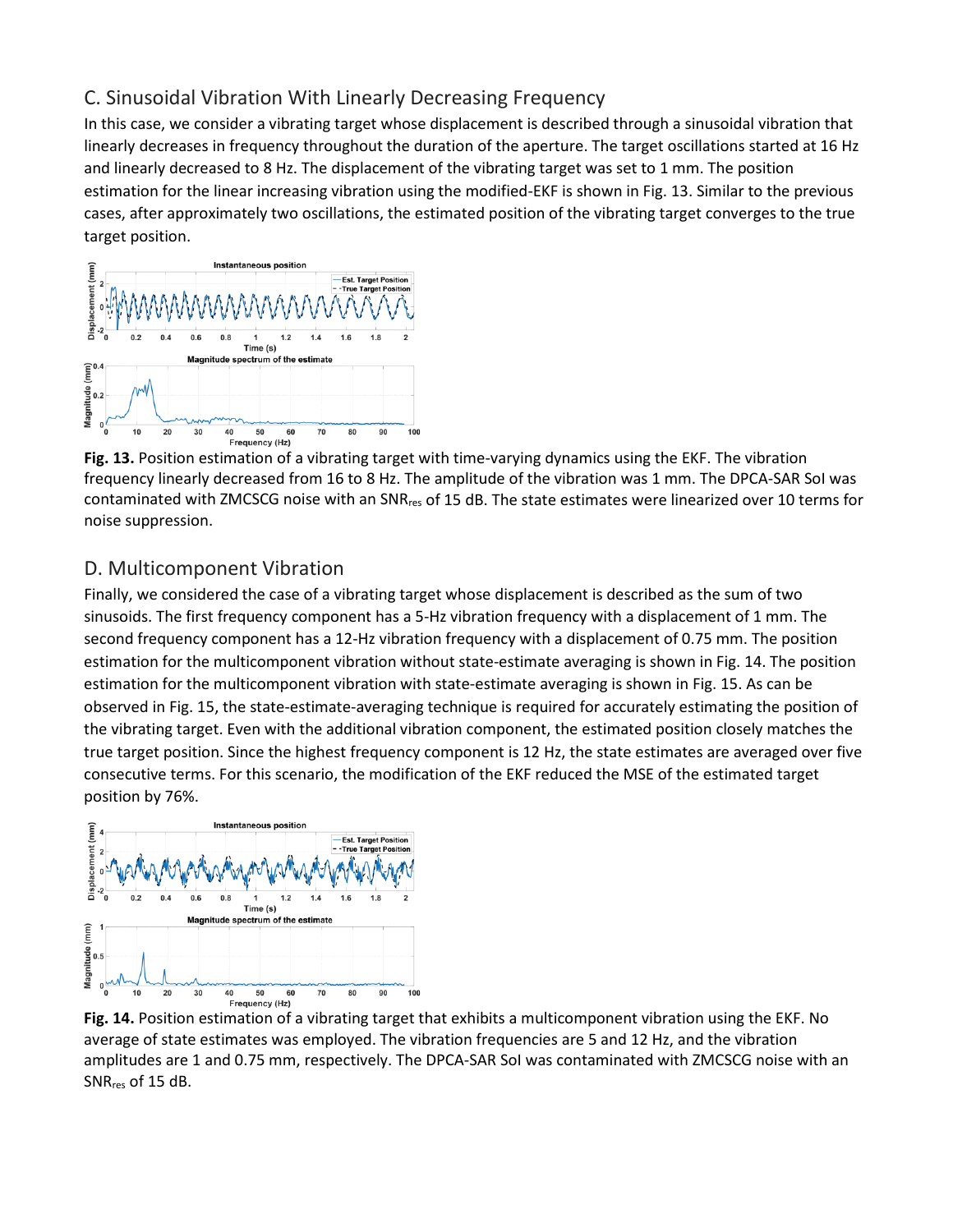## C. Sinusoidal Vibration With Linearly Decreasing Frequency

In this case, we consider a vibrating target whose displacement is described through a sinusoidal vibration that linearly decreases in frequency throughout the duration of the aperture. The target oscillations started at 16 Hz and linearly decreased to 8 Hz. The displacement of the vibrating target was set to 1 mm. The position estimation for the linear increasing vibration using the modified-EKF is shown in Fig. 13. Similar to the previous cases, after approximately two oscillations, the estimated position of the vibrating target converges to the true target position.

**Fig. 13.** Position estimation of a vibrating target with time-varying dynamics using the EKF. The vibration frequency linearly decreased from 16 to 8 Hz. The amplitude of the vibration was 1 mm. The DPCA-SAR SoI was contaminated with ZMCSCG noise with an $SNR_{res}$ of 15 dB. The state estimates were linearized over 10 terms for noise suppression.

## D. Multicomponent Vibration

Finally, we considered the case of a vibrating target whose displacement is described as the sum of two sinusoids. The first frequency component has a 5-Hz vibration frequency with a displacement of 1 mm. The second frequency component has a 12-Hz vibration frequency with a displacement of 0.75 mm. The position estimation for the multicomponent vibration without state-estimate averaging is shown in Fig. 14. The position estimation for the multicomponent vibration with state-estimate averaging is shown in Fig. 15. As can be observed in Fig. 15, the state-estimate-averaging technique is required for accurately estimating the position of the vibrating target. Even with the additional vibration component, the estimated position closely matches the true target position. Since the highest frequency component is 12 Hz, the state estimates are averaged over five consecutive terms. For this scenario, the modification of the EKF reduced the MSE of the estimated target position by 76%.

**Fig. 14.** Position estimation of a vibrating target that exhibits a multicomponent vibration using the EKF. No average of state estimates was employed. The vibration frequencies are 5 and 12 Hz, and the vibration amplitudes are 1 and 0.75 mm, respectively. The DPCA-SAR SoI was contaminated with ZMCSCG noise with an $SNR_{res}$ of 15 dB.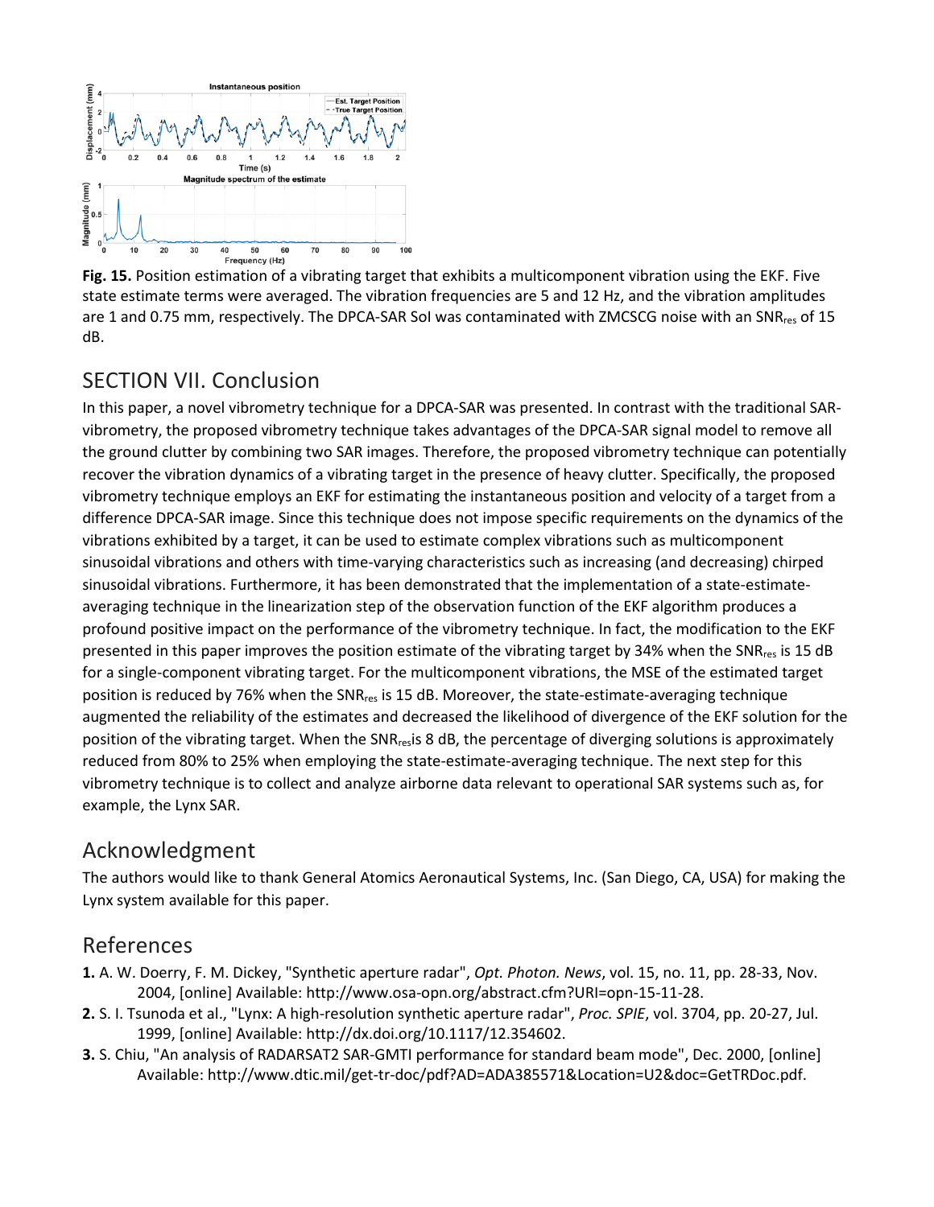**Fig. 15.** Position estimation of a vibrating target that exhibits a multicomponent vibration using the EKF. Five state estimate terms were averaged. The vibration frequencies are 5 and 12 Hz, and the vibration amplitudes are 1 and 0.75 mm, respectively. The DPCA-SAR SoI was contaminated with ZMCSCG noise with an $SNR_{res}$ of 15 dB.

## SECTION VII. Conclusion

In this paper, a novel vibrometry technique for a DPCA-SAR was presented. In contrast with the traditional SAR-vibrometry, the proposed vibrometry technique takes advantages of the DPCA-SAR signal model to remove all the ground clutter by combining two SAR images. Therefore, the proposed vibrometry technique can potentially recover the vibration dynamics of a vibrating target in the presence of heavy clutter. Specifically, the proposed vibrometry technique employs an EKF for estimating the instantaneous position and velocity of a target from a difference DPCA-SAR image. Since this technique does not impose specific requirements on the dynamics of the vibrations exhibited by a target, it can be used to estimate complex vibrations such as multicomponent sinusoidal vibrations and others with time-varying characteristics such as increasing (and decreasing) chirped sinusoidal vibrations. Furthermore, it has been demonstrated that the implementation of a state-estimate-averaging technique in the linearization step of the observation function of the EKF algorithm produces a profound positive impact on the performance of the vibrometry technique. In fact, the modification to the EKF presented in this paper improves the position estimate of the vibrating target by 34% when the $SNR_{res}$ is 15 dB for a single-component vibrating target. For the multicomponent vibrations, the MSE of the estimated target position is reduced by 76% when the $SNR_{res}$ is 15 dB. Moreover, the state-estimate-averaging technique augmented the reliability of the estimates and decreased the likelihood of divergence of the EKF solution for the position of the vibrating target. When the $SNR_{res}$is 8 dB, the percentage of diverging solutions is approximately reduced from 80% to 25% when employing the state-estimate-averaging technique. The next step for this vibrometry technique is to collect and analyze airborne data relevant to operational SAR systems such as, for example, the Lynx SAR.

## Acknowledgment

The authors would like to thank General Atomics Aeronautical Systems, Inc. (San Diego, CA, USA) for making the Lynx system available for this paper.

## References

**1.** A. W. Doerry, F. M. Dickey, "Synthetic aperture radar", *Opt. Photon. News*, vol. 15, no. 11, pp. 28-33, Nov. 2004, [online] Available: http://www.osa-opn.org/abstract.cfm?URI=opn-15-11-28.

**2.** S. I. Tsunoda et al., "Lynx: A high-resolution synthetic aperture radar", *Proc. SPIE*, vol. 3704, pp. 20-27, Jul. 1999, [online] Available: http://dx.doi.org/10.1117/12.354602.

**3.** S. Chiu, "An analysis of RADARSAT2 SAR-GMTI performance for standard beam mode", Dec. 2000, [online] Available: http://www.dtic.mil/get-tr-doc/pdf?AD=ADA385571&Location=U2&doc=GetTRDoc.pdf.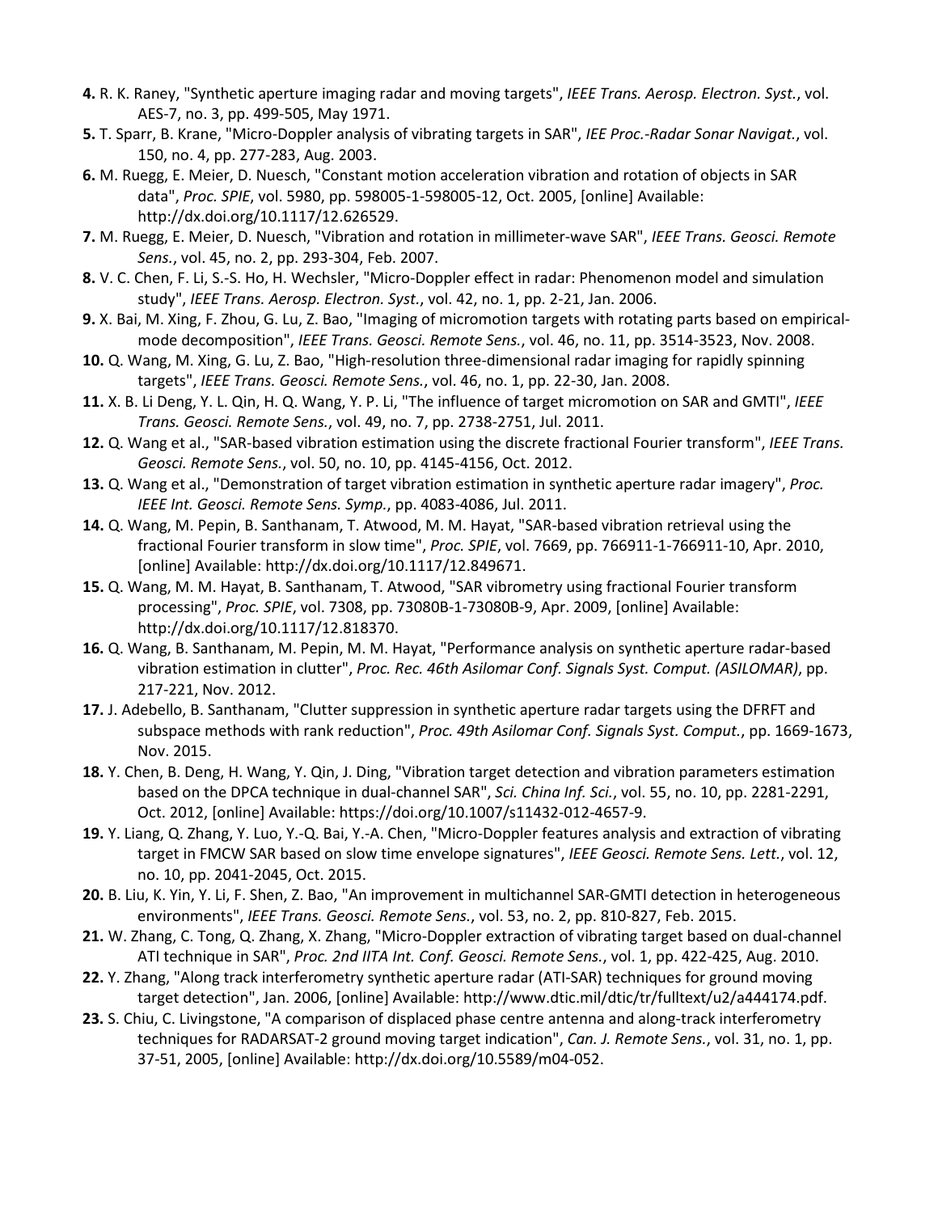**4.** R. K. Raney, "Synthetic aperture imaging radar and moving targets", *IEEE Trans. Aerosp. Electron. Syst.*, vol. AES-7, no. 3, pp. 499-505, May 1971.

**5.** T. Sparr, B. Krane, "Micro-Doppler analysis of vibrating targets in SAR", *IEE Proc.-Radar Sonar Navigat.*, vol. 150, no. 4, pp. 277-283, Aug. 2003.

**6.** M. Ruegg, E. Meier, D. Nuesch, "Constant motion acceleration vibration and rotation of objects in SAR data", *Proc. SPIE*, vol. 5980, pp. 598005-1-598005-12, Oct. 2005, [online] Available: http://dx.doi.org/10.1117/12.626529.

**7.** M. Ruegg, E. Meier, D. Nuesch, "Vibration and rotation in millimeter-wave SAR", *IEEE Trans. Geosci. Remote Sens.*, vol. 45, no. 2, pp. 293-304, Feb. 2007.

**8.** V. C. Chen, F. Li, S.-S. Ho, H. Wechsler, "Micro-Doppler effect in radar: Phenomenon model and simulation study", *IEEE Trans. Aerosp. Electron. Syst.*, vol. 42, no. 1, pp. 2-21, Jan. 2006.

**9.** X. Bai, M. Xing, F. Zhou, G. Lu, Z. Bao, "Imaging of micromotion targets with rotating parts based on empirical-mode decomposition", *IEEE Trans. Geosci. Remote Sens.*, vol. 46, no. 11, pp. 3514-3523, Nov. 2008.

**10.** Q. Wang, M. Xing, G. Lu, Z. Bao, "High-resolution three-dimensional radar imaging for rapidly spinning targets", *IEEE Trans. Geosci. Remote Sens.*, vol. 46, no. 1, pp. 22-30, Jan. 2008.

**11.** X. B. Li Deng, Y. L. Qin, H. Q. Wang, Y. P. Li, "The influence of target micromotion on SAR and GMTI", *IEEE Trans. Geosci. Remote Sens.*, vol. 49, no. 7, pp. 2738-2751, Jul. 2011.

**12.** Q. Wang et al., "SAR-based vibration estimation using the discrete fractional Fourier transform", *IEEE Trans. Geosci. Remote Sens.*, vol. 50, no. 10, pp. 4145-4156, Oct. 2012.

**13.** Q. Wang et al., "Demonstration of target vibration estimation in synthetic aperture radar imagery", *Proc. IEEE Int. Geosci. Remote Sens. Symp.*, pp. 4083-4086, Jul. 2011.

**14.** Q. Wang, M. Pepin, B. Santhanam, T. Atwood, M. M. Hayat, "SAR-based vibration retrieval using the fractional Fourier transform in slow time", *Proc. SPIE*, vol. 7669, pp. 766911-1-766911-10, Apr. 2010, [online] Available: http://dx.doi.org/10.1117/12.849671.

**15.** Q. Wang, M. M. Hayat, B. Santhanam, T. Atwood, "SAR vibrometry using fractional Fourier transform processing", *Proc. SPIE*, vol. 7308, pp. 73080B-1-73080B-9, Apr. 2009, [online] Available: http://dx.doi.org/10.1117/12.818370.

**16.** Q. Wang, B. Santhanam, M. Pepin, M. M. Hayat, "Performance analysis on synthetic aperture radar-based vibration estimation in clutter", *Proc. Rec. 46th Asilomar Conf. Signals Syst. Comput. (ASILOMAR)*, pp. 217-221, Nov. 2012.

**17.** J. Adebello, B. Santhanam, "Clutter suppression in synthetic aperture radar targets using the DFRFT and subspace methods with rank reduction", *Proc. 49th Asilomar Conf. Signals Syst. Comput.*, pp. 1669-1673, Nov. 2015.

**18.** Y. Chen, B. Deng, H. Wang, Y. Qin, J. Ding, "Vibration target detection and vibration parameters estimation based on the DPCA technique in dual-channel SAR", *Sci. China Inf. Sci.*, vol. 55, no. 10, pp. 2281-2291, Oct. 2012, [online] Available: https://doi.org/10.1007/s11432-012-4657-9.

**19.** Y. Liang, Q. Zhang, Y. Luo, Y.-Q. Bai, Y.-A. Chen, "Micro-Doppler features analysis and extraction of vibrating target in FMCW SAR based on slow time envelope signatures", *IEEE Geosci. Remote Sens. Lett.*, vol. 12, no. 10, pp. 2041-2045, Oct. 2015.

**20.** B. Liu, K. Yin, Y. Li, F. Shen, Z. Bao, "An improvement in multichannel SAR-GMTI detection in heterogeneous environments", *IEEE Trans. Geosci. Remote Sens.*, vol. 53, no. 2, pp. 810-827, Feb. 2015.

**21.** W. Zhang, C. Tong, Q. Zhang, X. Zhang, "Micro-Doppler extraction of vibrating target based on dual-channel ATI technique in SAR", *Proc. 2nd IITA Int. Conf. Geosci. Remote Sens.*, vol. 1, pp. 422-425, Aug. 2010.

**22.** Y. Zhang, "Along track interferometry synthetic aperture radar (ATI-SAR) techniques for ground moving target detection", Jan. 2006, [online] Available: http://www.dtic.mil/dtic/tr/fulltext/u2/a444174.pdf.

**23.** S. Chiu, C. Livingstone, "A comparison of displaced phase centre antenna and along-track interferometry techniques for RADARSAT-2 ground moving target indication", *Can. J. Remote Sens.*, vol. 31, no. 1, pp. 37-51, 2005, [online] Available: http://dx.doi.org/10.5589/m04-052.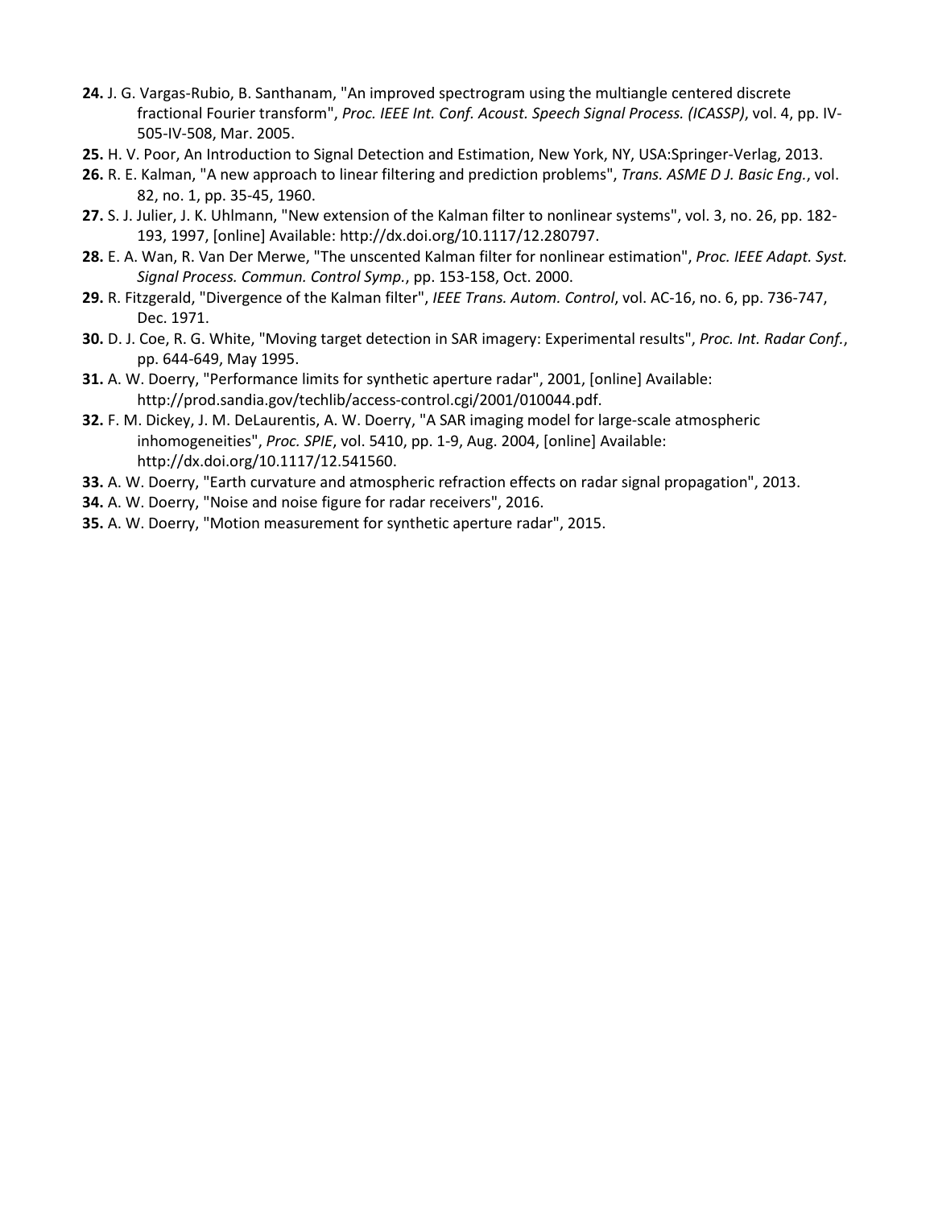**24.** J. G. Vargas-Rubio, B. Santhanam, "An improved spectrogram using the multiangle centered discrete fractional Fourier transform", *Proc. IEEE Int. Conf. Acoust. Speech Signal Process. (ICASSP)*, vol. 4, pp. IV-505-IV-508, Mar. 2005.

**25.** H. V. Poor, An Introduction to Signal Detection and Estimation, New York, NY, USA:Springer-Verlag, 2013.

**26.** R. E. Kalman, "A new approach to linear filtering and prediction problems", *Trans. ASME D J. Basic Eng.*, vol. 82, no. 1, pp. 35-45, 1960.

**27.** S. J. Julier, J. K. Uhlmann, "New extension of the Kalman filter to nonlinear systems", vol. 3, no. 26, pp. 182-193, 1997, [online] Available: http://dx.doi.org/10.1117/12.280797.

**28.** E. A. Wan, R. Van Der Merwe, "The unscented Kalman filter for nonlinear estimation", *Proc. IEEE Adapt. Syst. Signal Process. Commun. Control Symp.*, pp. 153-158, Oct. 2000.

**29.** R. Fitzgerald, "Divergence of the Kalman filter", *IEEE Trans. Autom. Control*, vol. AC-16, no. 6, pp. 736-747, Dec. 1971.

**30.** D. J. Coe, R. G. White, "Moving target detection in SAR imagery: Experimental results", *Proc. Int. Radar Conf.*, pp. 644-649, May 1995.

**31.** A. W. Doerry, "Performance limits for synthetic aperture radar", 2001, [online] Available: http://prod.sandia.gov/techlib/access-control.cgi/2001/010044.pdf.

**32.** F. M. Dickey, J. M. DeLaurentis, A. W. Doerry, "A SAR imaging model for large-scale atmospheric inhomogeneities", *Proc. SPIE*, vol. 5410, pp. 1-9, Aug. 2004, [online] Available: http://dx.doi.org/10.1117/12.541560.

**33.** A. W. Doerry, "Earth curvature and atmospheric refraction effects on radar signal propagation", 2013.

**34.** A. W. Doerry, "Noise and noise figure for radar receivers", 2016.

**35.** A. W. Doerry, "Motion measurement for synthetic aperture radar", 2015.